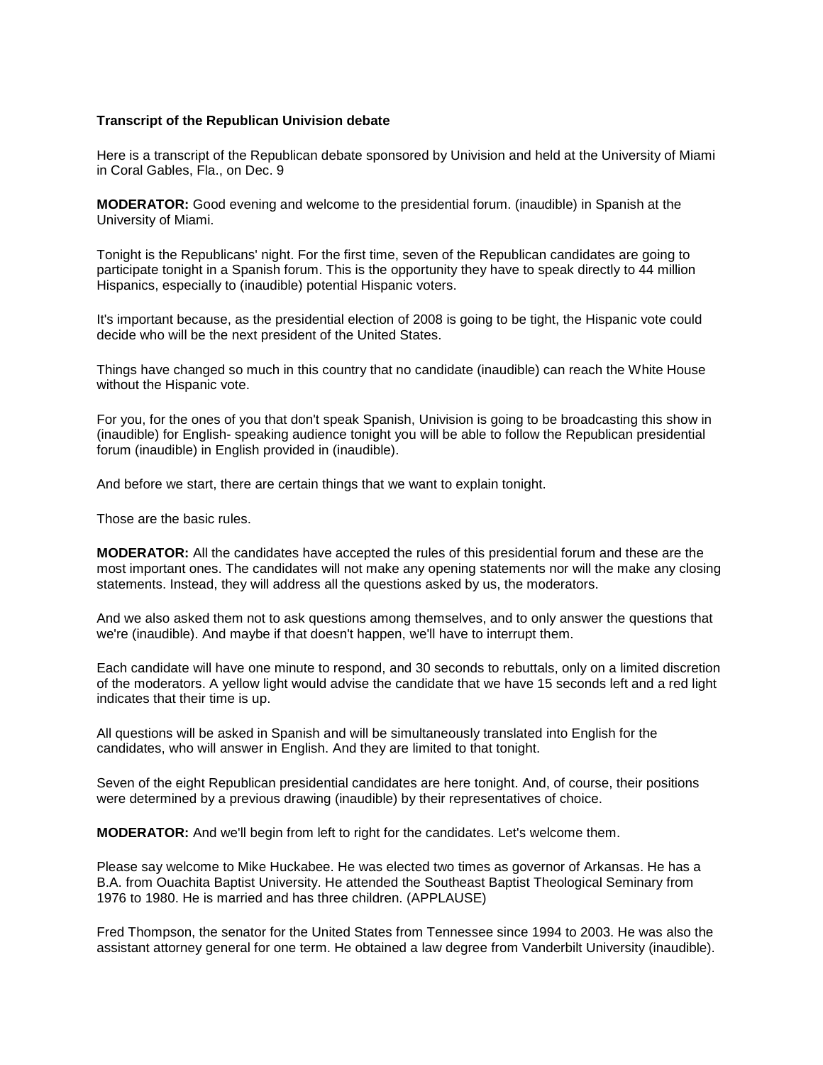**Transcript of the Republican Univision debate**

Here is a transcript of the Republican debate sponsored by Univision and held at the University of Miami in Coral Gables, Fla., on Dec. 9

**MODERATOR:** Good evening and welcome to the presidential forum. (inaudible) in Spanish at the University of Miami.

Tonight is the Republicans' night. For the first time, seven of the Republican candidates are going to participate tonight in a Spanish forum. This is the opportunity they have to speak directly to 44 million Hispanics, especially to (inaudible) potential Hispanic voters.

It's important because, as the presidential election of 2008 is going to be tight, the Hispanic vote could decide who will be the next president of the United States.

Things have changed so much in this country that no candidate (inaudible) can reach the White House without the Hispanic vote.

For you, for the ones of you that don't speak Spanish, Univision is going to be broadcasting this show in (inaudible) for English- speaking audience tonight you will be able to follow the Republican presidential forum (inaudible) in English provided in (inaudible).

And before we start, there are certain things that we want to explain tonight.

Those are the basic rules.

**MODERATOR:** All the candidates have accepted the rules of this presidential forum and these are the most important ones. The candidates will not make any opening statements nor will the make any closing statements. Instead, they will address all the questions asked by us, the moderators.

And we also asked them not to ask questions among themselves, and to only answer the questions that we're (inaudible). And maybe if that doesn't happen, we'll have to interrupt them.

Each candidate will have one minute to respond, and 30 seconds to rebuttals, only on a limited discretion of the moderators. A yellow light would advise the candidate that we have 15 seconds left and a red light indicates that their time is up.

All questions will be asked in Spanish and will be simultaneously translated into English for the candidates, who will answer in English. And they are limited to that tonight.

Seven of the eight Republican presidential candidates are here tonight. And, of course, their positions were determined by a previous drawing (inaudible) by their representatives of choice.

**MODERATOR:** And we'll begin from left to right for the candidates. Let's welcome them.

Please say welcome to Mike Huckabee. He was elected two times as governor of Arkansas. He has a B.A. from Ouachita Baptist University. He attended the Southeast Baptist Theological Seminary from 1976 to 1980. He is married and has three children. (APPLAUSE)

Fred Thompson, the senator for the United States from Tennessee since 1994 to 2003. He was also the assistant attorney general for one term. He obtained a law degree from Vanderbilt University (inaudible).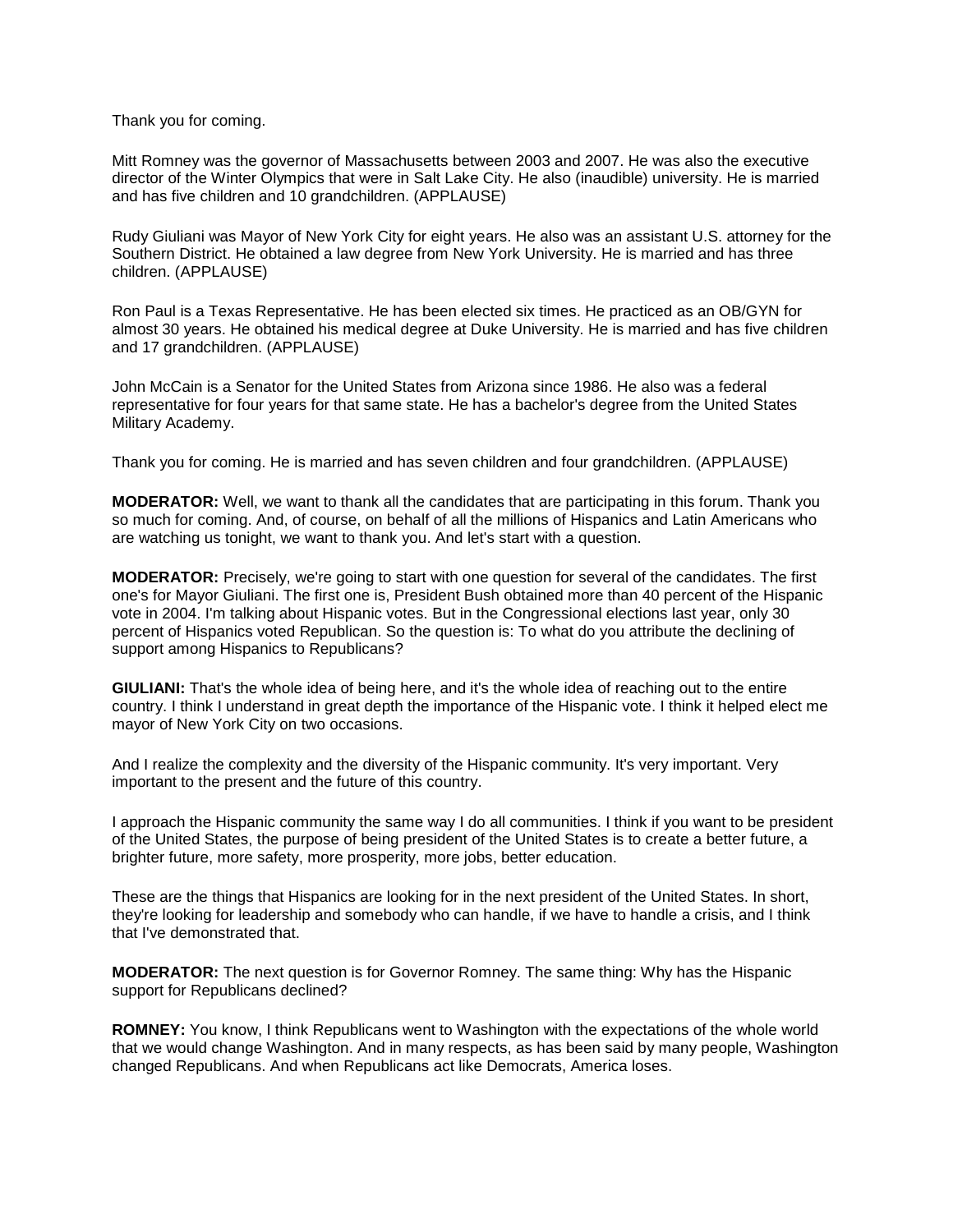Thank you for coming.

Mitt Romney was the governor of Massachusetts between 2003 and 2007. He was also the executive director of the Winter Olympics that were in Salt Lake City. He also (inaudible) university. He is married and has five children and 10 grandchildren. (APPLAUSE)

Rudy Giuliani was Mayor of New York City for eight years. He also was an assistant U.S. attorney for the Southern District. He obtained a law degree from New York University. He is married and has three children. (APPLAUSE)

Ron Paul is a Texas Representative. He has been elected six times. He practiced as an OB/GYN for almost 30 years. He obtained his medical degree at Duke University. He is married and has five children and 17 grandchildren. (APPLAUSE)

John McCain is a Senator for the United States from Arizona since 1986. He also was a federal representative for four years for that same state. He has a bachelor's degree from the United States Military Academy.

Thank you for coming. He is married and has seven children and four grandchildren. (APPLAUSE)

**MODERATOR:** Well, we want to thank all the candidates that are participating in this forum. Thank you so much for coming. And, of course, on behalf of all the millions of Hispanics and Latin Americans who are watching us tonight, we want to thank you. And let's start with a question.

**MODERATOR:** Precisely, we're going to start with one question for several of the candidates. The first one's for Mayor Giuliani. The first one is, President Bush obtained more than 40 percent of the Hispanic vote in 2004. I'm talking about Hispanic votes. But in the Congressional elections last year, only 30 percent of Hispanics voted Republican. So the question is: To what do you attribute the declining of support among Hispanics to Republicans?

**GIULIANI:** That's the whole idea of being here, and it's the whole idea of reaching out to the entire country. I think I understand in great depth the importance of the Hispanic vote. I think it helped elect me mayor of New York City on two occasions.

And I realize the complexity and the diversity of the Hispanic community. It's very important. Very important to the present and the future of this country.

I approach the Hispanic community the same way I do all communities. I think if you want to be president of the United States, the purpose of being president of the United States is to create a better future, a brighter future, more safety, more prosperity, more jobs, better education.

These are the things that Hispanics are looking for in the next president of the United States. In short, they're looking for leadership and somebody who can handle, if we have to handle a crisis, and I think that I've demonstrated that.

**MODERATOR:** The next question is for Governor Romney. The same thing: Why has the Hispanic support for Republicans declined?

**ROMNEY:** You know, I think Republicans went to Washington with the expectations of the whole world that we would change Washington. And in many respects, as has been said by many people, Washington changed Republicans. And when Republicans act like Democrats, America loses.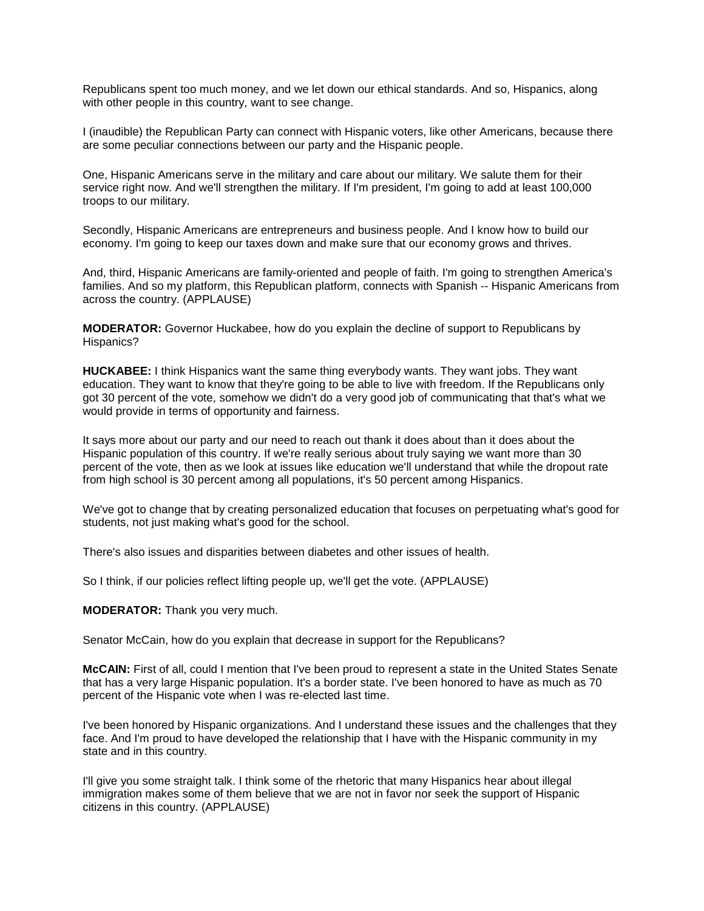Republicans spent too much money, and we let down our ethical standards. And so, Hispanics, along with other people in this country, want to see change.

I (inaudible) the Republican Party can connect with Hispanic voters, like other Americans, because there are some peculiar connections between our party and the Hispanic people.

One, Hispanic Americans serve in the military and care about our military. We salute them for their service right now. And we'll strengthen the military. If I'm president, I'm going to add at least 100,000 troops to our military.

Secondly, Hispanic Americans are entrepreneurs and business people. And I know how to build our economy. I'm going to keep our taxes down and make sure that our economy grows and thrives.

And, third, Hispanic Americans are family-oriented and people of faith. I'm going to strengthen America's families. And so my platform, this Republican platform, connects with Spanish -- Hispanic Americans from across the country. (APPLAUSE)

**MODERATOR:** Governor Huckabee, how do you explain the decline of support to Republicans by Hispanics?

**HUCKABEE:** I think Hispanics want the same thing everybody wants. They want jobs. They want education. They want to know that they're going to be able to live with freedom. If the Republicans only got 30 percent of the vote, somehow we didn't do a very good job of communicating that that's what we would provide in terms of opportunity and fairness.

It says more about our party and our need to reach out thank it does about than it does about the Hispanic population of this country. If we're really serious about truly saying we want more than 30 percent of the vote, then as we look at issues like education we'll understand that while the dropout rate from high school is 30 percent among all populations, it's 50 percent among Hispanics.

We've got to change that by creating personalized education that focuses on perpetuating what's good for students, not just making what's good for the school.

There's also issues and disparities between diabetes and other issues of health.

So I think, if our policies reflect lifting people up, we'll get the vote. (APPLAUSE)

**MODERATOR:** Thank you very much.

Senator McCain, how do you explain that decrease in support for the Republicans?

**McCAIN:** First of all, could I mention that I've been proud to represent a state in the United States Senate that has a very large Hispanic population. It's a border state. I've been honored to have as much as 70 percent of the Hispanic vote when I was re-elected last time.

I've been honored by Hispanic organizations. And I understand these issues and the challenges that they face. And I'm proud to have developed the relationship that I have with the Hispanic community in my state and in this country.

I'll give you some straight talk. I think some of the rhetoric that many Hispanics hear about illegal immigration makes some of them believe that we are not in favor nor seek the support of Hispanic citizens in this country. (APPLAUSE)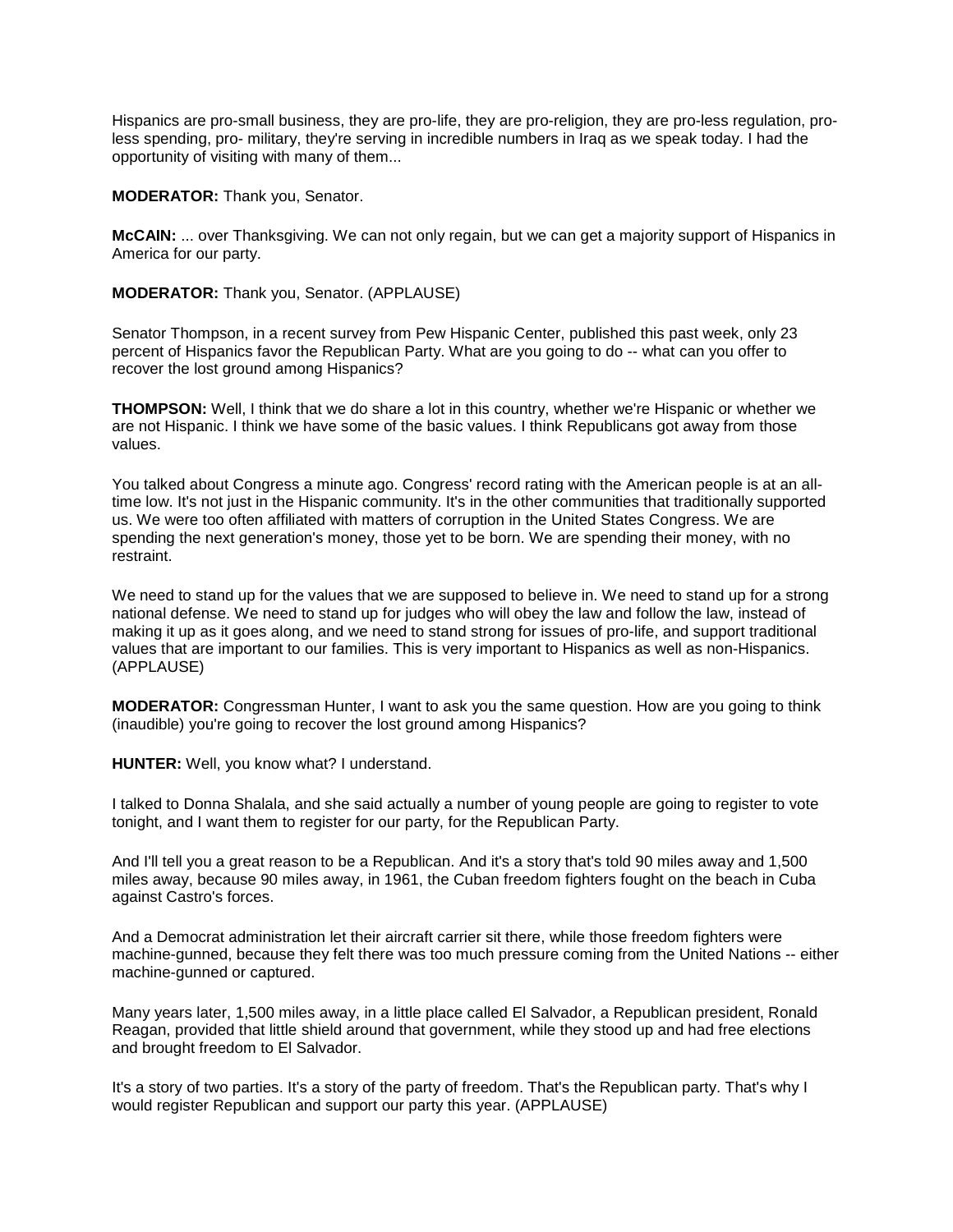Hispanics are pro-small business, they are pro-life, they are pro-religion, they are pro-less regulation, pro-less spending, pro- military, they're serving in incredible numbers in Iraq as we speak today. I had the opportunity of visiting with many of them...

**MODERATOR:** Thank you, Senator.

**McCAIN:** ... over Thanksgiving. We can not only regain, but we can get a majority support of Hispanics in America for our party.

**MODERATOR:** Thank you, Senator. (APPLAUSE)

Senator Thompson, in a recent survey from Pew Hispanic Center, published this past week, only 23 percent of Hispanics favor the Republican Party. What are you going to do -- what can you offer to recover the lost ground among Hispanics?

**THOMPSON:** Well, I think that we do share a lot in this country, whether we're Hispanic or whether we are not Hispanic. I think we have some of the basic values. I think Republicans got away from those values.

You talked about Congress a minute ago. Congress' record rating with the American people is at an all-time low. It's not just in the Hispanic community. It's in the other communities that traditionally supported us. We were too often affiliated with matters of corruption in the United States Congress. We are spending the next generation's money, those yet to be born. We are spending their money, with no restraint.

We need to stand up for the values that we are supposed to believe in. We need to stand up for a strong national defense. We need to stand up for judges who will obey the law and follow the law, instead of making it up as it goes along, and we need to stand strong for issues of pro-life, and support traditional values that are important to our families. This is very important to Hispanics as well as non-Hispanics. (APPLAUSE)

**MODERATOR:** Congressman Hunter, I want to ask you the same question. How are you going to think (inaudible) you're going to recover the lost ground among Hispanics?

**HUNTER:** Well, you know what? I understand.

I talked to Donna Shalala, and she said actually a number of young people are going to register to vote tonight, and I want them to register for our party, for the Republican Party.

And I'll tell you a great reason to be a Republican. And it's a story that's told 90 miles away and 1,500 miles away, because 90 miles away, in 1961, the Cuban freedom fighters fought on the beach in Cuba against Castro's forces.

And a Democrat administration let their aircraft carrier sit there, while those freedom fighters were machine-gunned, because they felt there was too much pressure coming from the United Nations -- either machine-gunned or captured.

Many years later, 1,500 miles away, in a little place called El Salvador, a Republican president, Ronald Reagan, provided that little shield around that government, while they stood up and had free elections and brought freedom to El Salvador.

It's a story of two parties. It's a story of the party of freedom. That's the Republican party. That's why I would register Republican and support our party this year. (APPLAUSE)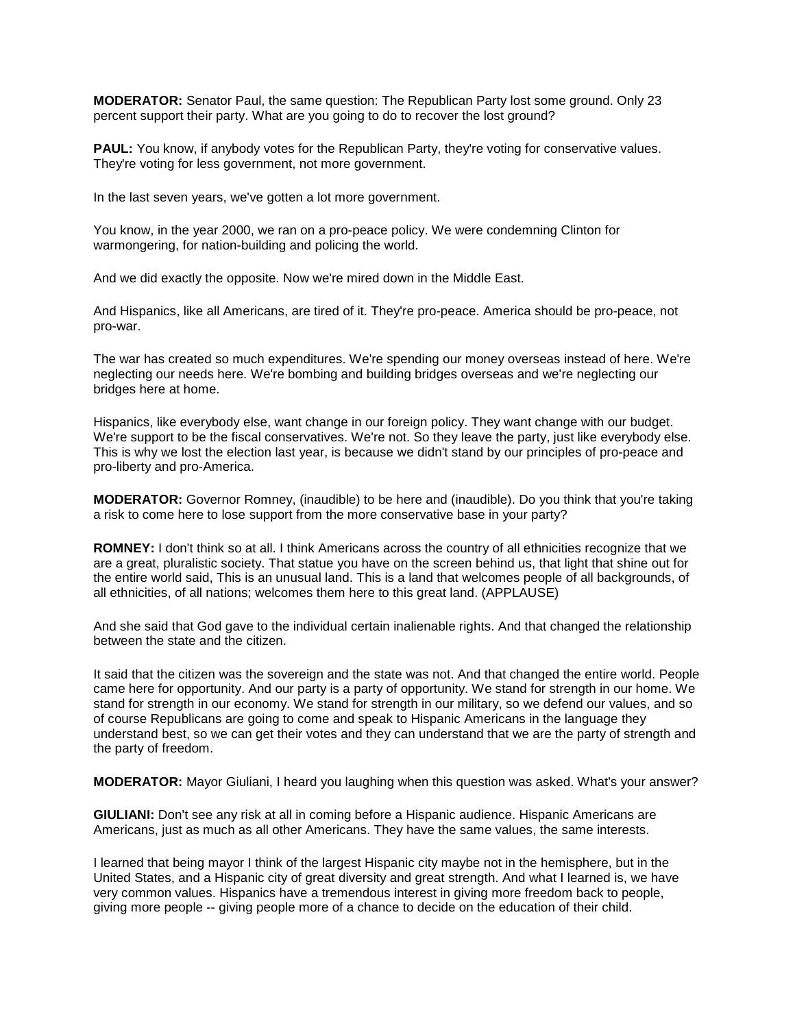**MODERATOR:** Senator Paul, the same question: The Republican Party lost some ground. Only 23 percent support their party. What are you going to do to recover the lost ground?

**PAUL:** You know, if anybody votes for the Republican Party, they're voting for conservative values. They're voting for less government, not more government.

In the last seven years, we've gotten a lot more government.

You know, in the year 2000, we ran on a pro-peace policy. We were condemning Clinton for warmongering, for nation-building and policing the world.

And we did exactly the opposite. Now we're mired down in the Middle East.

And Hispanics, like all Americans, are tired of it. They're pro-peace. America should be pro-peace, not pro-war.

The war has created so much expenditures. We're spending our money overseas instead of here. We're neglecting our needs here. We're bombing and building bridges overseas and we're neglecting our bridges here at home.

Hispanics, like everybody else, want change in our foreign policy. They want change with our budget. We're support to be the fiscal conservatives. We're not. So they leave the party, just like everybody else. This is why we lost the election last year, is because we didn't stand by our principles of pro-peace and pro-liberty and pro-America.

**MODERATOR:** Governor Romney, (inaudible) to be here and (inaudible). Do you think that you're taking a risk to come here to lose support from the more conservative base in your party?

**ROMNEY:** I don't think so at all. I think Americans across the country of all ethnicities recognize that we are a great, pluralistic society. That statue you have on the screen behind us, that light that shine out for the entire world said, This is an unusual land. This is a land that welcomes people of all backgrounds, of all ethnicities, of all nations; welcomes them here to this great land. (APPLAUSE)

And she said that God gave to the individual certain inalienable rights. And that changed the relationship between the state and the citizen.

It said that the citizen was the sovereign and the state was not. And that changed the entire world. People came here for opportunity. And our party is a party of opportunity. We stand for strength in our home. We stand for strength in our economy. We stand for strength in our military, so we defend our values, and so of course Republicans are going to come and speak to Hispanic Americans in the language they understand best, so we can get their votes and they can understand that we are the party of strength and the party of freedom.

**MODERATOR:** Mayor Giuliani, I heard you laughing when this question was asked. What's your answer?

**GIULIANI:** Don't see any risk at all in coming before a Hispanic audience. Hispanic Americans are Americans, just as much as all other Americans. They have the same values, the same interests.

I learned that being mayor I think of the largest Hispanic city maybe not in the hemisphere, but in the United States, and a Hispanic city of great diversity and great strength. And what I learned is, we have very common values. Hispanics have a tremendous interest in giving more freedom back to people, giving more people -- giving people more of a chance to decide on the education of their child.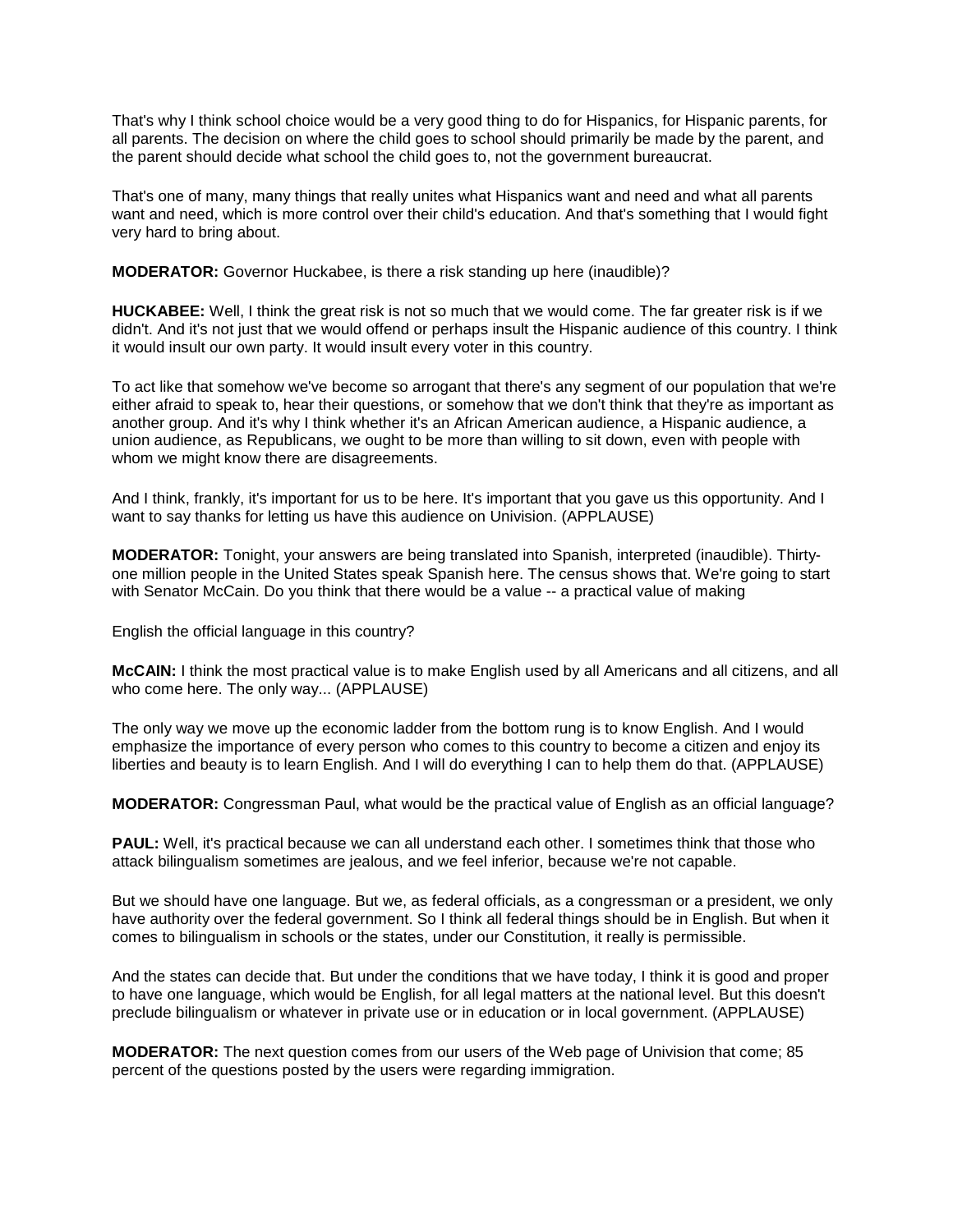That's why I think school choice would be a very good thing to do for Hispanics, for Hispanic parents, for all parents. The decision on where the child goes to school should primarily be made by the parent, and the parent should decide what school the child goes to, not the government bureaucrat.

That's one of many, many things that really unites what Hispanics want and need and what all parents want and need, which is more control over their child's education. And that's something that I would fight very hard to bring about.

**MODERATOR:** Governor Huckabee, is there a risk standing up here (inaudible)?

**HUCKABEE:** Well, I think the great risk is not so much that we would come. The far greater risk is if we didn't. And it's not just that we would offend or perhaps insult the Hispanic audience of this country. I think it would insult our own party. It would insult every voter in this country.

To act like that somehow we've become so arrogant that there's any segment of our population that we're either afraid to speak to, hear their questions, or somehow that we don't think that they're as important as another group. And it's why I think whether it's an African American audience, a Hispanic audience, a union audience, as Republicans, we ought to be more than willing to sit down, even with people with whom we might know there are disagreements.

And I think, frankly, it's important for us to be here. It's important that you gave us this opportunity. And I want to say thanks for letting us have this audience on Univision. (APPLAUSE)

**MODERATOR:** Tonight, your answers are being translated into Spanish, interpreted (inaudible). Thirty-one million people in the United States speak Spanish here. The census shows that. We're going to start with Senator McCain. Do you think that there would be a value -- a practical value of making

English the official language in this country?

**McCAIN:** I think the most practical value is to make English used by all Americans and all citizens, and all who come here. The only way... (APPLAUSE)

The only way we move up the economic ladder from the bottom rung is to know English. And I would emphasize the importance of every person who comes to this country to become a citizen and enjoy its liberties and beauty is to learn English. And I will do everything I can to help them do that. (APPLAUSE)

**MODERATOR:** Congressman Paul, what would be the practical value of English as an official language?

**PAUL:** Well, it's practical because we can all understand each other. I sometimes think that those who attack bilingualism sometimes are jealous, and we feel inferior, because we're not capable.

But we should have one language. But we, as federal officials, as a congressman or a president, we only have authority over the federal government. So I think all federal things should be in English. But when it comes to bilingualism in schools or the states, under our Constitution, it really is permissible.

And the states can decide that. But under the conditions that we have today, I think it is good and proper to have one language, which would be English, for all legal matters at the national level. But this doesn't preclude bilingualism or whatever in private use or in education or in local government. (APPLAUSE)

**MODERATOR:** The next question comes from our users of the Web page of Univision that come; 85 percent of the questions posted by the users were regarding immigration.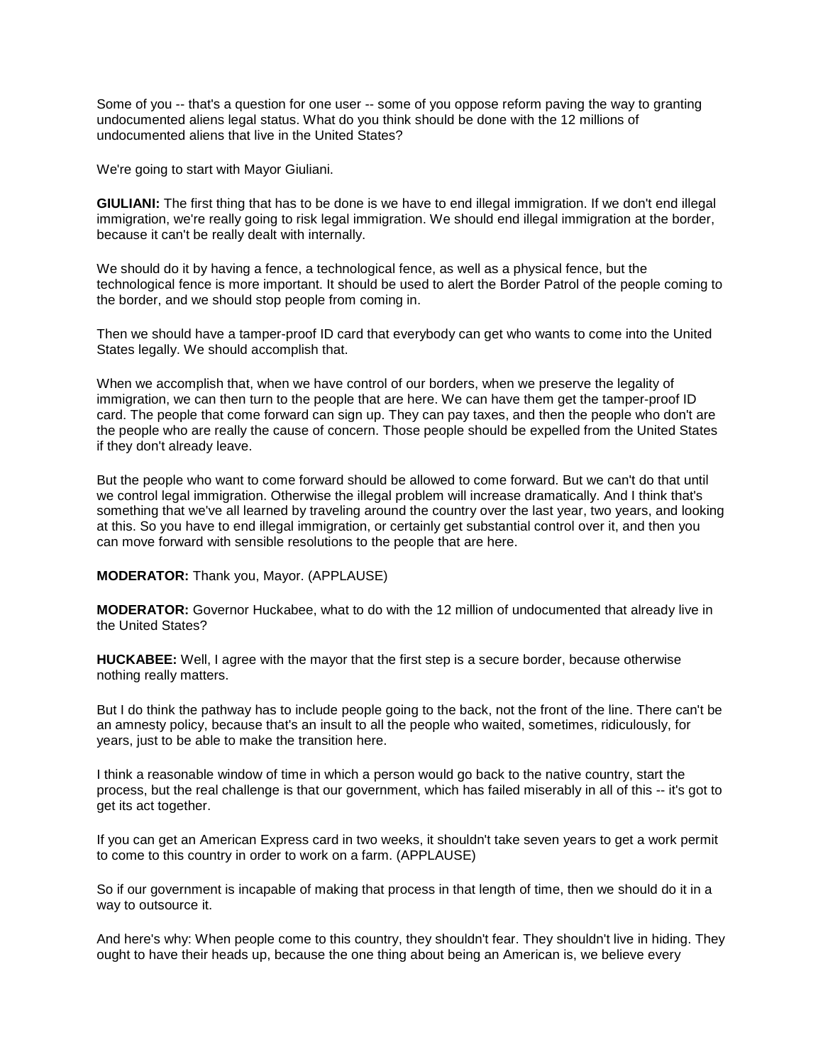Some of you -- that's a question for one user -- some of you oppose reform paving the way to granting undocumented aliens legal status. What do you think should be done with the 12 millions of undocumented aliens that live in the United States?

We're going to start with Mayor Giuliani.

**GIULIANI:** The first thing that has to be done is we have to end illegal immigration. If we don't end illegal immigration, we're really going to risk legal immigration. We should end illegal immigration at the border, because it can't be really dealt with internally.

We should do it by having a fence, a technological fence, as well as a physical fence, but the technological fence is more important. It should be used to alert the Border Patrol of the people coming to the border, and we should stop people from coming in.

Then we should have a tamper-proof ID card that everybody can get who wants to come into the United States legally. We should accomplish that.

When we accomplish that, when we have control of our borders, when we preserve the legality of immigration, we can then turn to the people that are here. We can have them get the tamper-proof ID card. The people that come forward can sign up. They can pay taxes, and then the people who don't are the people who are really the cause of concern. Those people should be expelled from the United States if they don't already leave.

But the people who want to come forward should be allowed to come forward. But we can't do that until we control legal immigration. Otherwise the illegal problem will increase dramatically. And I think that's something that we've all learned by traveling around the country over the last year, two years, and looking at this. So you have to end illegal immigration, or certainly get substantial control over it, and then you can move forward with sensible resolutions to the people that are here.

**MODERATOR:** Thank you, Mayor. (APPLAUSE)

**MODERATOR:** Governor Huckabee, what to do with the 12 million of undocumented that already live in the United States?

**HUCKABEE:** Well, I agree with the mayor that the first step is a secure border, because otherwise nothing really matters.

But I do think the pathway has to include people going to the back, not the front of the line. There can't be an amnesty policy, because that's an insult to all the people who waited, sometimes, ridiculously, for years, just to be able to make the transition here.

I think a reasonable window of time in which a person would go back to the native country, start the process, but the real challenge is that our government, which has failed miserably in all of this -- it's got to get its act together.

If you can get an American Express card in two weeks, it shouldn't take seven years to get a work permit to come to this country in order to work on a farm. (APPLAUSE)

So if our government is incapable of making that process in that length of time, then we should do it in a way to outsource it.

And here's why: When people come to this country, they shouldn't fear. They shouldn't live in hiding. They ought to have their heads up, because the one thing about being an American is, we believe every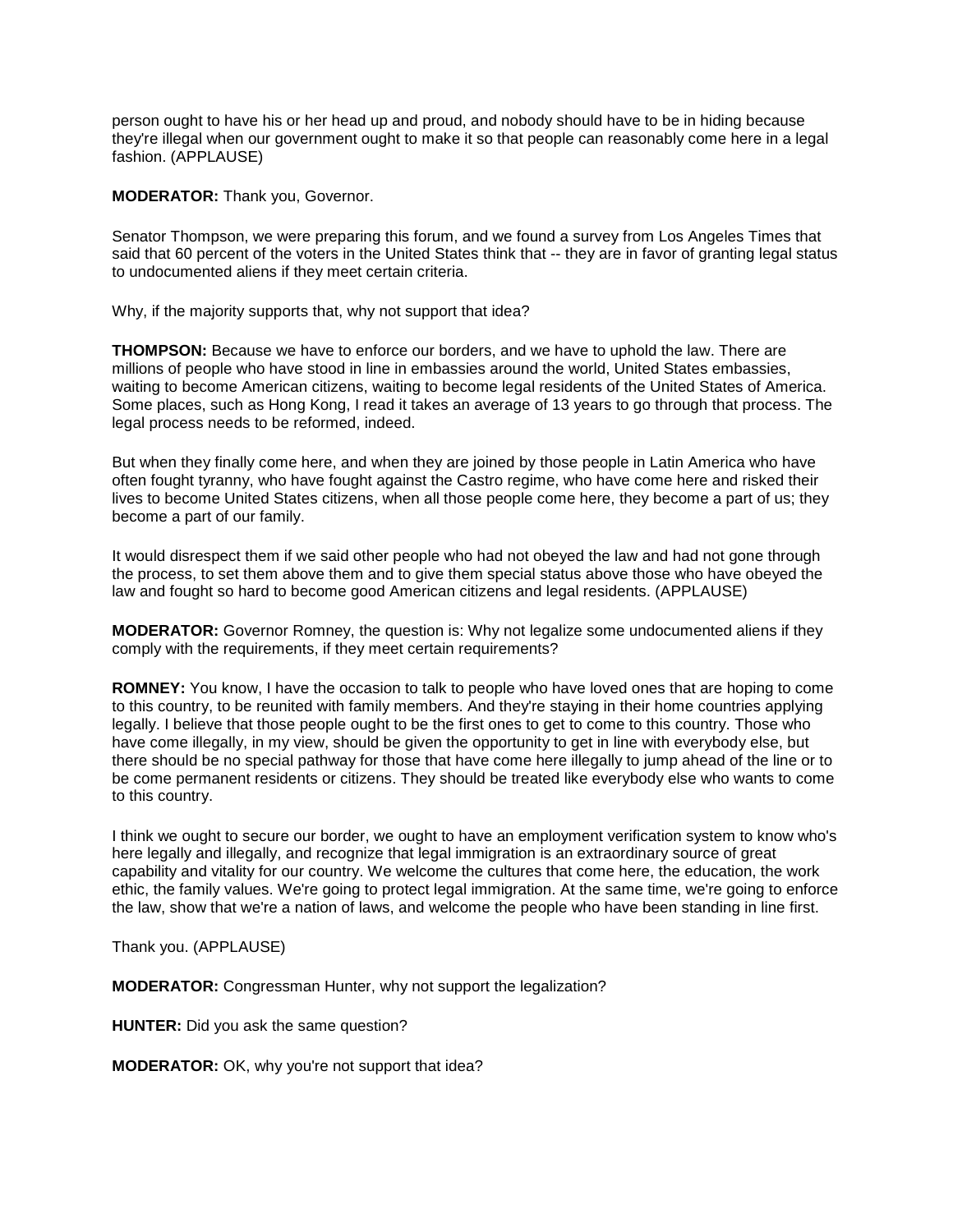person ought to have his or her head up and proud, and nobody should have to be in hiding because they're illegal when our government ought to make it so that people can reasonably come here in a legal fashion. (APPLAUSE)

**MODERATOR:** Thank you, Governor.

Senator Thompson, we were preparing this forum, and we found a survey from Los Angeles Times that said that 60 percent of the voters in the United States think that -- they are in favor of granting legal status to undocumented aliens if they meet certain criteria.

Why, if the majority supports that, why not support that idea?

**THOMPSON:** Because we have to enforce our borders, and we have to uphold the law. There are millions of people who have stood in line in embassies around the world, United States embassies, waiting to become American citizens, waiting to become legal residents of the United States of America. Some places, such as Hong Kong, I read it takes an average of 13 years to go through that process. The legal process needs to be reformed, indeed.

But when they finally come here, and when they are joined by those people in Latin America who have often fought tyranny, who have fought against the Castro regime, who have come here and risked their lives to become United States citizens, when all those people come here, they become a part of us; they become a part of our family.

It would disrespect them if we said other people who had not obeyed the law and had not gone through the process, to set them above them and to give them special status above those who have obeyed the law and fought so hard to become good American citizens and legal residents. (APPLAUSE)

**MODERATOR:** Governor Romney, the question is: Why not legalize some undocumented aliens if they comply with the requirements, if they meet certain requirements?

**ROMNEY:** You know, I have the occasion to talk to people who have loved ones that are hoping to come to this country, to be reunited with family members. And they're staying in their home countries applying legally. I believe that those people ought to be the first ones to get to come to this country. Those who have come illegally, in my view, should be given the opportunity to get in line with everybody else, but there should be no special pathway for those that have come here illegally to jump ahead of the line or to be come permanent residents or citizens. They should be treated like everybody else who wants to come to this country.

I think we ought to secure our border, we ought to have an employment verification system to know who's here legally and illegally, and recognize that legal immigration is an extraordinary source of great capability and vitality for our country. We welcome the cultures that come here, the education, the work ethic, the family values. We're going to protect legal immigration. At the same time, we're going to enforce the law, show that we're a nation of laws, and welcome the people who have been standing in line first.

Thank you. (APPLAUSE)

**MODERATOR:** Congressman Hunter, why not support the legalization?

**HUNTER:** Did you ask the same question?

**MODERATOR:** OK, why you're not support that idea?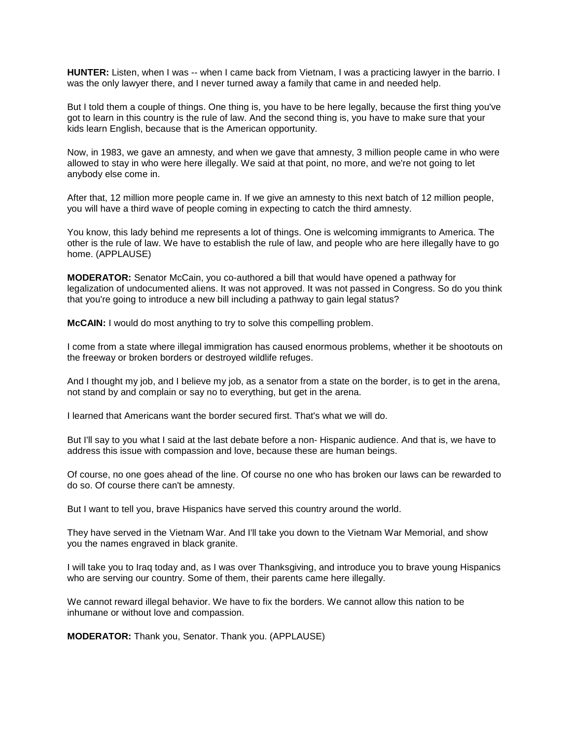**HUNTER:** Listen, when I was -- when I came back from Vietnam, I was a practicing lawyer in the barrio. I was the only lawyer there, and I never turned away a family that came in and needed help.

But I told them a couple of things. One thing is, you have to be here legally, because the first thing you've got to learn in this country is the rule of law. And the second thing is, you have to make sure that your kids learn English, because that is the American opportunity.

Now, in 1983, we gave an amnesty, and when we gave that amnesty, 3 million people came in who were allowed to stay in who were here illegally. We said at that point, no more, and we're not going to let anybody else come in.

After that, 12 million more people came in. If we give an amnesty to this next batch of 12 million people, you will have a third wave of people coming in expecting to catch the third amnesty.

You know, this lady behind me represents a lot of things. One is welcoming immigrants to America. The other is the rule of law. We have to establish the rule of law, and people who are here illegally have to go home. (APPLAUSE)

**MODERATOR:** Senator McCain, you co-authored a bill that would have opened a pathway for legalization of undocumented aliens. It was not approved. It was not passed in Congress. So do you think that you're going to introduce a new bill including a pathway to gain legal status?

**McCAIN:** I would do most anything to try to solve this compelling problem.

I come from a state where illegal immigration has caused enormous problems, whether it be shootouts on the freeway or broken borders or destroyed wildlife refuges.

And I thought my job, and I believe my job, as a senator from a state on the border, is to get in the arena, not stand by and complain or say no to everything, but get in the arena.

I learned that Americans want the border secured first. That's what we will do.

But I'll say to you what I said at the last debate before a non- Hispanic audience. And that is, we have to address this issue with compassion and love, because these are human beings.

Of course, no one goes ahead of the line. Of course no one who has broken our laws can be rewarded to do so. Of course there can't be amnesty.

But I want to tell you, brave Hispanics have served this country around the world.

They have served in the Vietnam War. And I'll take you down to the Vietnam War Memorial, and show you the names engraved in black granite.

I will take you to Iraq today and, as I was over Thanksgiving, and introduce you to brave young Hispanics who are serving our country. Some of them, their parents came here illegally.

We cannot reward illegal behavior. We have to fix the borders. We cannot allow this nation to be inhumane or without love and compassion.

**MODERATOR:** Thank you, Senator. Thank you. (APPLAUSE)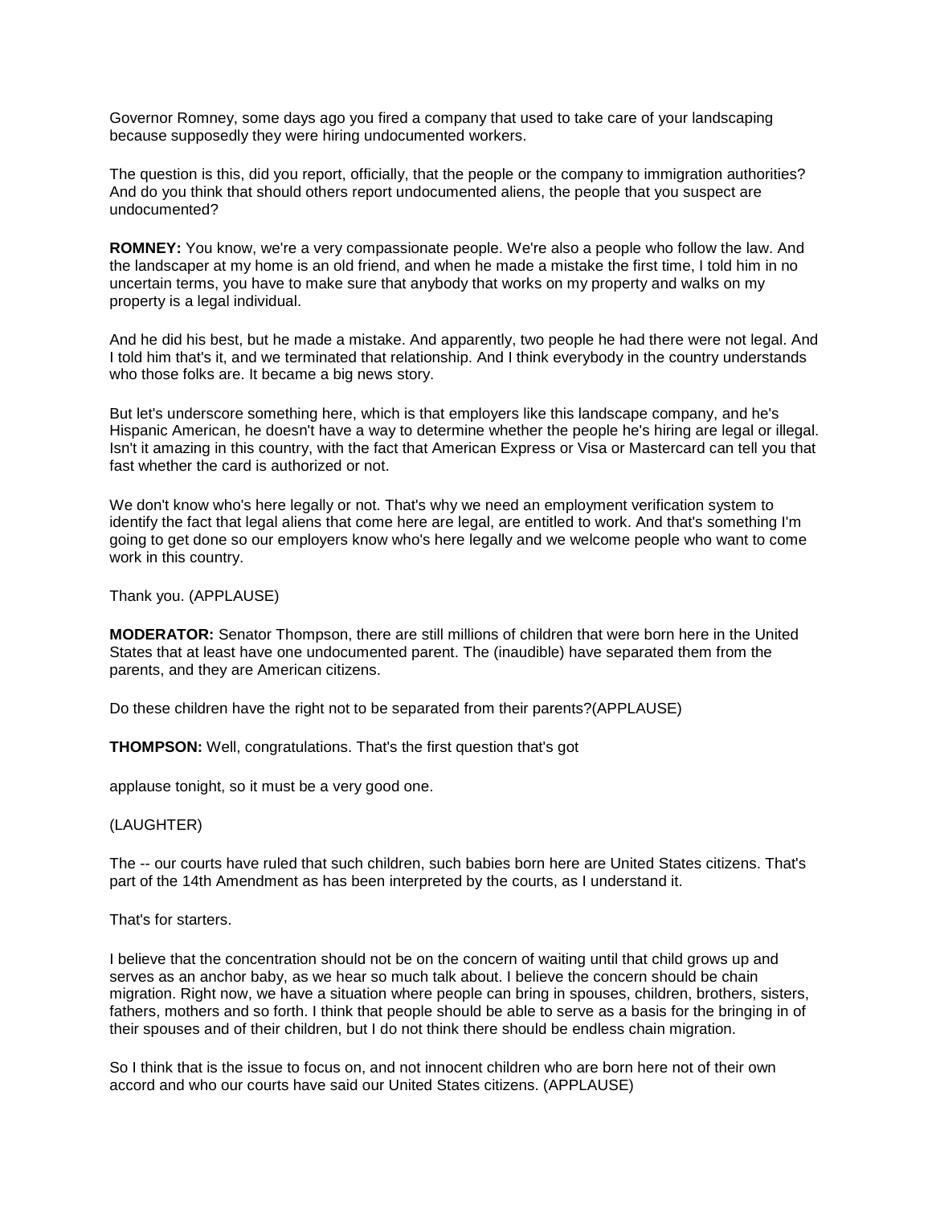Governor Romney, some days ago you fired a company that used to take care of your landscaping because supposedly they were hiring undocumented workers.

The question is this, did you report, officially, that the people or the company to immigration authorities? And do you think that should others report undocumented aliens, the people that you suspect are undocumented?

**ROMNEY:** You know, we're a very compassionate people. We're also a people who follow the law. And the landscaper at my home is an old friend, and when he made a mistake the first time, I told him in no uncertain terms, you have to make sure that anybody that works on my property and walks on my property is a legal individual.

And he did his best, but he made a mistake. And apparently, two people he had there were not legal. And I told him that's it, and we terminated that relationship. And I think everybody in the country understands who those folks are. It became a big news story.

But let's underscore something here, which is that employers like this landscape company, and he's Hispanic American, he doesn't have a way to determine whether the people he's hiring are legal or illegal. Isn't it amazing in this country, with the fact that American Express or Visa or Mastercard can tell you that fast whether the card is authorized or not.

We don't know who's here legally or not. That's why we need an employment verification system to identify the fact that legal aliens that come here are legal, are entitled to work. And that's something I'm going to get done so our employers know who's here legally and we welcome people who want to come work in this country.

Thank you. (APPLAUSE)

**MODERATOR:** Senator Thompson, there are still millions of children that were born here in the United States that at least have one undocumented parent. The (inaudible) have separated them from the parents, and they are American citizens.

Do these children have the right not to be separated from their parents?(APPLAUSE)

**THOMPSON:** Well, congratulations. That's the first question that's got

applause tonight, so it must be a very good one.

(LAUGHTER)

The -- our courts have ruled that such children, such babies born here are United States citizens. That's part of the 14th Amendment as has been interpreted by the courts, as I understand it.

That's for starters.

I believe that the concentration should not be on the concern of waiting until that child grows up and serves as an anchor baby, as we hear so much talk about. I believe the concern should be chain migration. Right now, we have a situation where people can bring in spouses, children, brothers, sisters, fathers, mothers and so forth. I think that people should be able to serve as a basis for the bringing in of their spouses and of their children, but I do not think there should be endless chain migration.

So I think that is the issue to focus on, and not innocent children who are born here not of their own accord and who our courts have said our United States citizens. (APPLAUSE)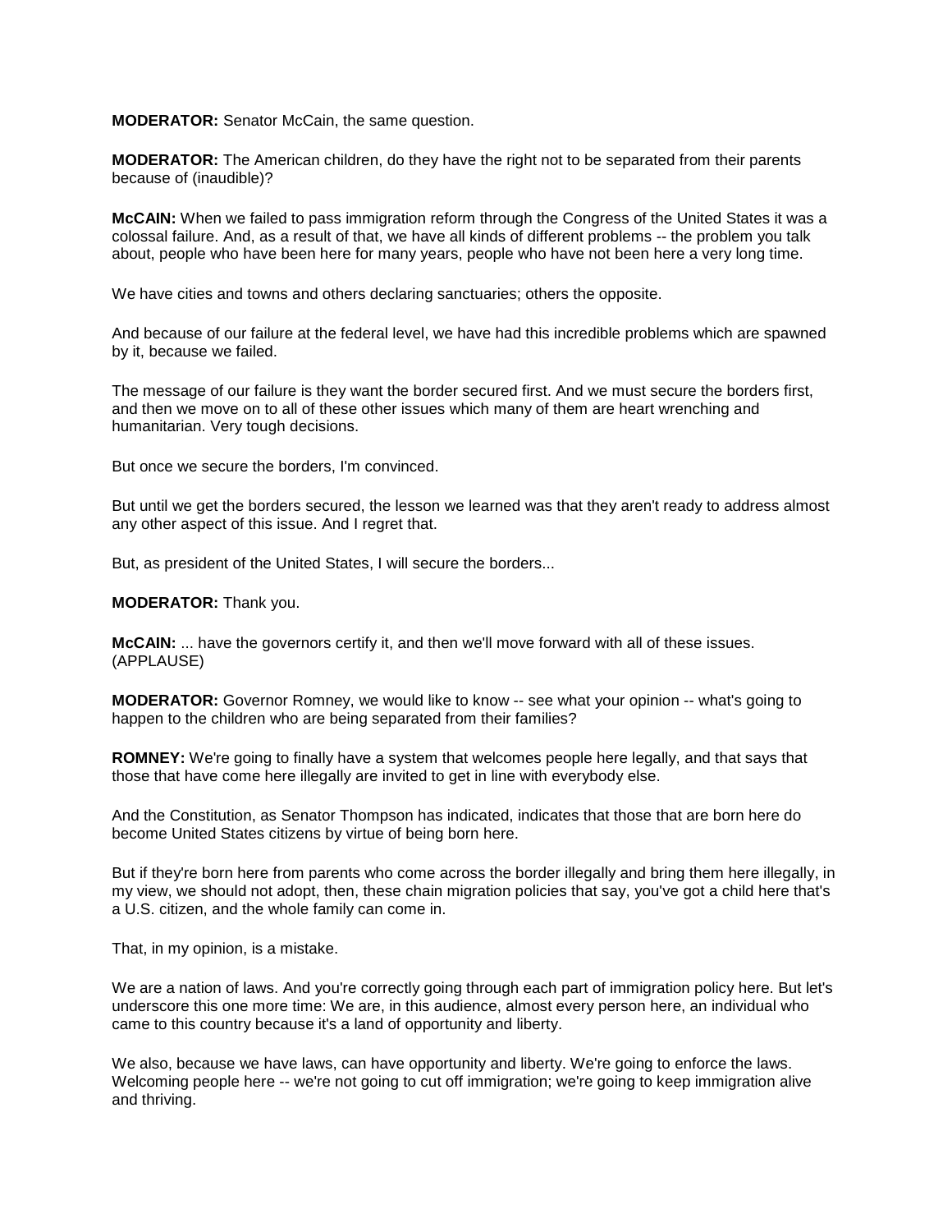**MODERATOR:** Senator McCain, the same question.

**MODERATOR:** The American children, do they have the right not to be separated from their parents because of (inaudible)?

**McCAIN:** When we failed to pass immigration reform through the Congress of the United States it was a colossal failure. And, as a result of that, we have all kinds of different problems -- the problem you talk about, people who have been here for many years, people who have not been here a very long time.

We have cities and towns and others declaring sanctuaries; others the opposite.

And because of our failure at the federal level, we have had this incredible problems which are spawned by it, because we failed.

The message of our failure is they want the border secured first. And we must secure the borders first, and then we move on to all of these other issues which many of them are heart wrenching and humanitarian. Very tough decisions.

But once we secure the borders, I'm convinced.

But until we get the borders secured, the lesson we learned was that they aren't ready to address almost any other aspect of this issue. And I regret that.

But, as president of the United States, I will secure the borders...

**MODERATOR:** Thank you.

**McCAIN:** ... have the governors certify it, and then we'll move forward with all of these issues. (APPLAUSE)

**MODERATOR:** Governor Romney, we would like to know -- see what your opinion -- what's going to happen to the children who are being separated from their families?

**ROMNEY:** We're going to finally have a system that welcomes people here legally, and that says that those that have come here illegally are invited to get in line with everybody else.

And the Constitution, as Senator Thompson has indicated, indicates that those that are born here do become United States citizens by virtue of being born here.

But if they're born here from parents who come across the border illegally and bring them here illegally, in my view, we should not adopt, then, these chain migration policies that say, you've got a child here that's a U.S. citizen, and the whole family can come in.

That, in my opinion, is a mistake.

We are a nation of laws. And you're correctly going through each part of immigration policy here. But let's underscore this one more time: We are, in this audience, almost every person here, an individual who came to this country because it's a land of opportunity and liberty.

We also, because we have laws, can have opportunity and liberty. We're going to enforce the laws. Welcoming people here -- we're not going to cut off immigration; we're going to keep immigration alive and thriving.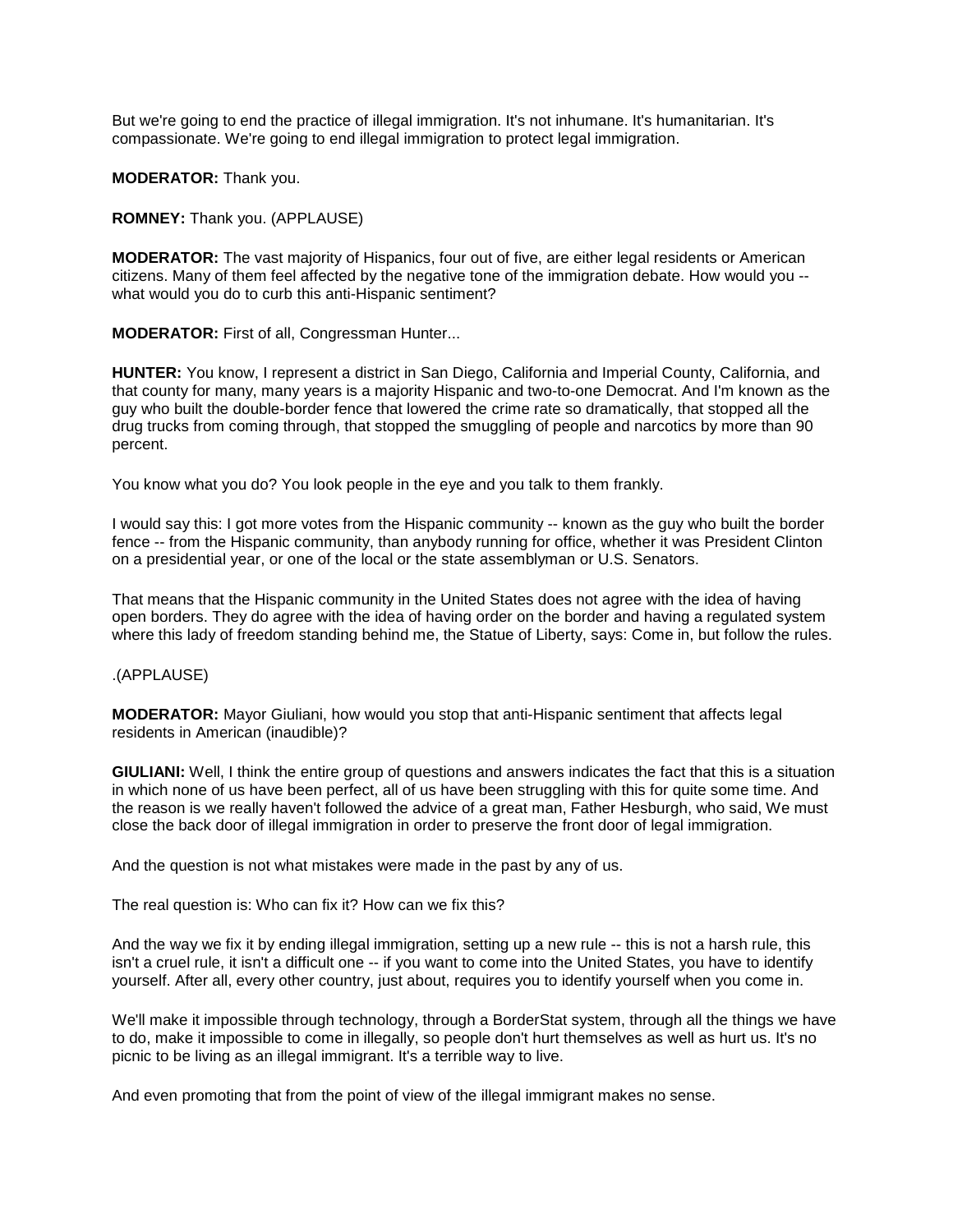But we're going to end the practice of illegal immigration. It's not inhumane. It's humanitarian. It's compassionate. We're going to end illegal immigration to protect legal immigration.

**MODERATOR:** Thank you.

**ROMNEY:** Thank you. (APPLAUSE)

**MODERATOR:** The vast majority of Hispanics, four out of five, are either legal residents or American citizens. Many of them feel affected by the negative tone of the immigration debate. How would you -- what would you do to curb this anti-Hispanic sentiment?

**MODERATOR:** First of all, Congressman Hunter...

**HUNTER:** You know, I represent a district in San Diego, California and Imperial County, California, and that county for many, many years is a majority Hispanic and two-to-one Democrat. And I'm known as the guy who built the double-border fence that lowered the crime rate so dramatically, that stopped all the drug trucks from coming through, that stopped the smuggling of people and narcotics by more than 90 percent.

You know what you do? You look people in the eye and you talk to them frankly.

I would say this: I got more votes from the Hispanic community -- known as the guy who built the border fence -- from the Hispanic community, than anybody running for office, whether it was President Clinton on a presidential year, or one of the local or the state assemblyman or U.S. Senators.

That means that the Hispanic community in the United States does not agree with the idea of having open borders. They do agree with the idea of having order on the border and having a regulated system where this lady of freedom standing behind me, the Statue of Liberty, says: Come in, but follow the rules.

.(APPLAUSE)

**MODERATOR:** Mayor Giuliani, how would you stop that anti-Hispanic sentiment that affects legal residents in American (inaudible)?

**GIULIANI:** Well, I think the entire group of questions and answers indicates the fact that this is a situation in which none of us have been perfect, all of us have been struggling with this for quite some time. And the reason is we really haven't followed the advice of a great man, Father Hesburgh, who said, We must close the back door of illegal immigration in order to preserve the front door of legal immigration.

And the question is not what mistakes were made in the past by any of us.

The real question is: Who can fix it? How can we fix this?

And the way we fix it by ending illegal immigration, setting up a new rule -- this is not a harsh rule, this isn't a cruel rule, it isn't a difficult one -- if you want to come into the United States, you have to identify yourself. After all, every other country, just about, requires you to identify yourself when you come in.

We'll make it impossible through technology, through a BorderStat system, through all the things we have to do, make it impossible to come in illegally, so people don't hurt themselves as well as hurt us. It's no picnic to be living as an illegal immigrant. It's a terrible way to live.

And even promoting that from the point of view of the illegal immigrant makes no sense.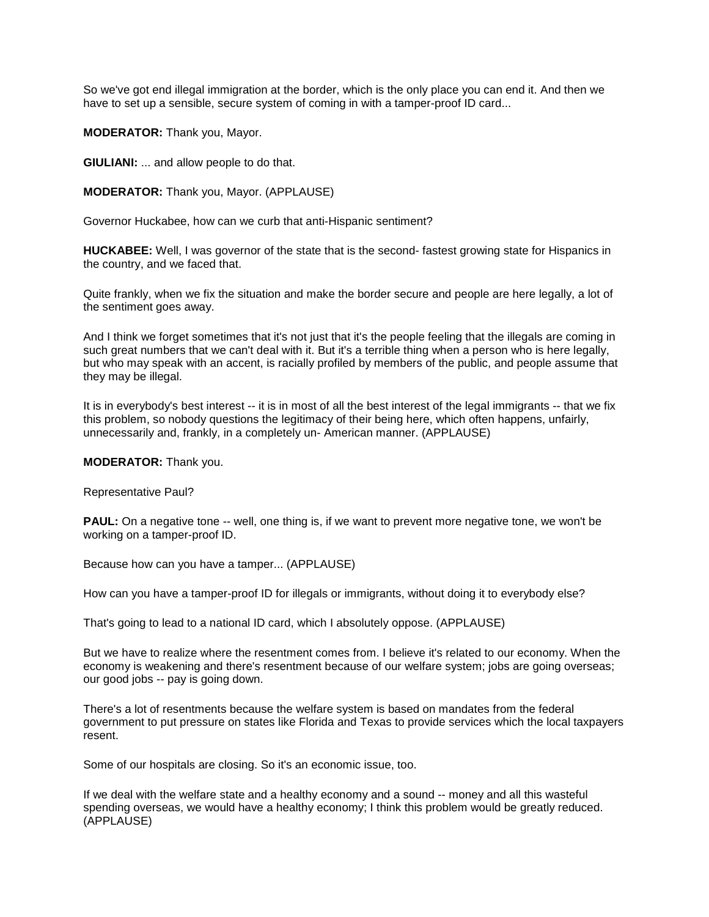So we've got end illegal immigration at the border, which is the only place you can end it. And then we have to set up a sensible, secure system of coming in with a tamper-proof ID card...

**MODERATOR:** Thank you, Mayor.

**GIULIANI:** ... and allow people to do that.

**MODERATOR:** Thank you, Mayor. (APPLAUSE)

Governor Huckabee, how can we curb that anti-Hispanic sentiment?

**HUCKABEE:** Well, I was governor of the state that is the second- fastest growing state for Hispanics in the country, and we faced that.

Quite frankly, when we fix the situation and make the border secure and people are here legally, a lot of the sentiment goes away.

And I think we forget sometimes that it's not just that it's the people feeling that the illegals are coming in such great numbers that we can't deal with it. But it's a terrible thing when a person who is here legally, but who may speak with an accent, is racially profiled by members of the public, and people assume that they may be illegal.

It is in everybody's best interest -- it is in most of all the best interest of the legal immigrants -- that we fix this problem, so nobody questions the legitimacy of their being here, which often happens, unfairly, unnecessarily and, frankly, in a completely un- American manner. (APPLAUSE)

**MODERATOR:** Thank you.

Representative Paul?

**PAUL:** On a negative tone -- well, one thing is, if we want to prevent more negative tone, we won't be working on a tamper-proof ID.

Because how can you have a tamper... (APPLAUSE)

How can you have a tamper-proof ID for illegals or immigrants, without doing it to everybody else?

That's going to lead to a national ID card, which I absolutely oppose. (APPLAUSE)

But we have to realize where the resentment comes from. I believe it's related to our economy. When the economy is weakening and there's resentment because of our welfare system; jobs are going overseas; our good jobs -- pay is going down.

There's a lot of resentments because the welfare system is based on mandates from the federal government to put pressure on states like Florida and Texas to provide services which the local taxpayers resent.

Some of our hospitals are closing. So it's an economic issue, too.

If we deal with the welfare state and a healthy economy and a sound -- money and all this wasteful spending overseas, we would have a healthy economy; I think this problem would be greatly reduced. (APPLAUSE)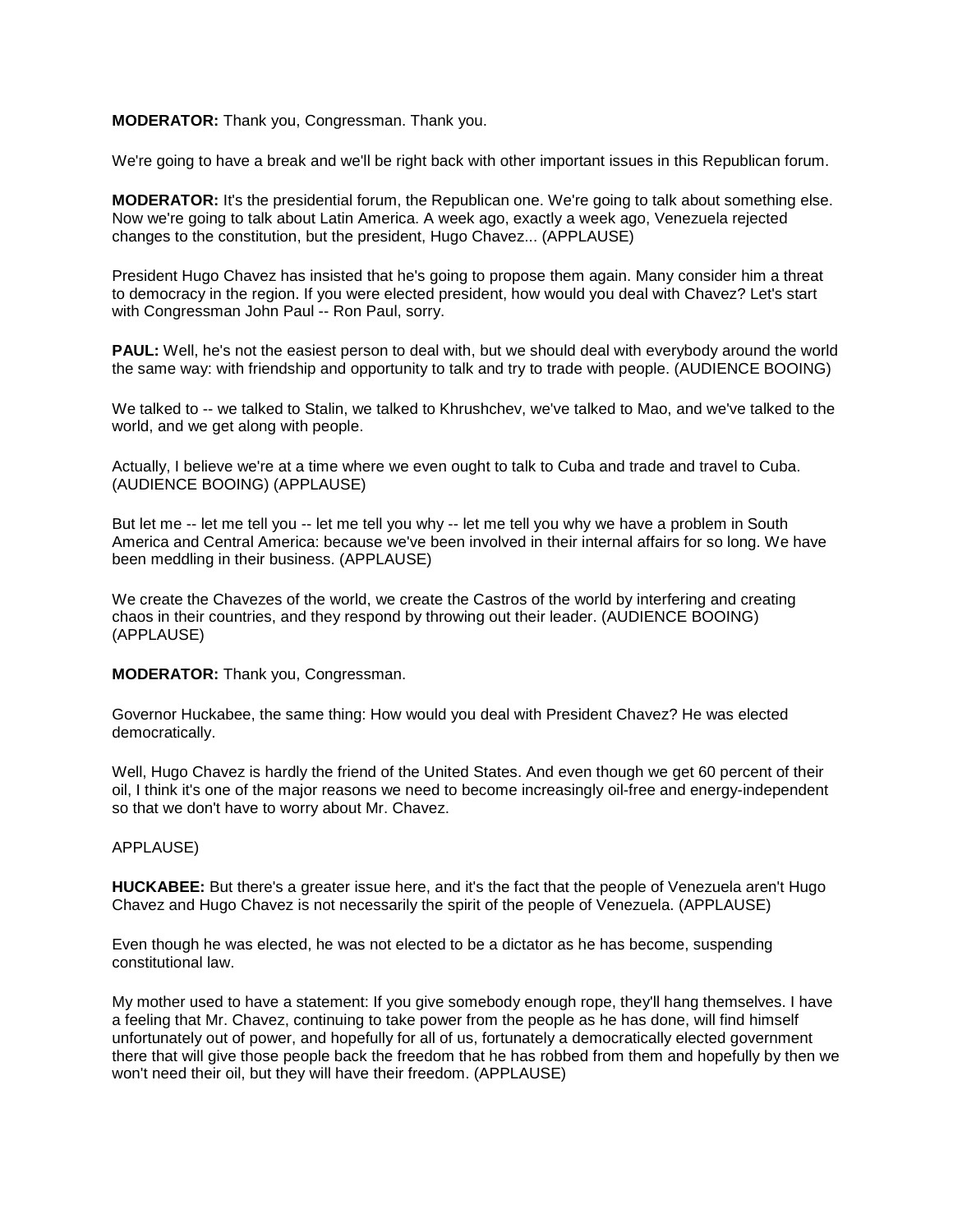**MODERATOR:** Thank you, Congressman. Thank you.

We're going to have a break and we'll be right back with other important issues in this Republican forum.

**MODERATOR:** It's the presidential forum, the Republican one. We're going to talk about something else. Now we're going to talk about Latin America. A week ago, exactly a week ago, Venezuela rejected changes to the constitution, but the president, Hugo Chavez... (APPLAUSE)

President Hugo Chavez has insisted that he's going to propose them again. Many consider him a threat to democracy in the region. If you were elected president, how would you deal with Chavez? Let's start with Congressman John Paul -- Ron Paul, sorry.

**PAUL:** Well, he's not the easiest person to deal with, but we should deal with everybody around the world the same way: with friendship and opportunity to talk and try to trade with people. (AUDIENCE BOOING)

We talked to -- we talked to Stalin, we talked to Khrushchev, we've talked to Mao, and we've talked to the world, and we get along with people.

Actually, I believe we're at a time where we even ought to talk to Cuba and trade and travel to Cuba. (AUDIENCE BOOING) (APPLAUSE)

But let me -- let me tell you -- let me tell you why -- let me tell you why we have a problem in South America and Central America: because we've been involved in their internal affairs for so long. We have been meddling in their business. (APPLAUSE)

We create the Chavezes of the world, we create the Castros of the world by interfering and creating chaos in their countries, and they respond by throwing out their leader. (AUDIENCE BOOING) (APPLAUSE)

**MODERATOR:** Thank you, Congressman.

Governor Huckabee, the same thing: How would you deal with President Chavez? He was elected democratically.

Well, Hugo Chavez is hardly the friend of the United States. And even though we get 60 percent of their oil, I think it's one of the major reasons we need to become increasingly oil-free and energy-independent so that we don't have to worry about Mr. Chavez.

APPLAUSE)

**HUCKABEE:** But there's a greater issue here, and it's the fact that the people of Venezuela aren't Hugo Chavez and Hugo Chavez is not necessarily the spirit of the people of Venezuela. (APPLAUSE)

Even though he was elected, he was not elected to be a dictator as he has become, suspending constitutional law.

My mother used to have a statement: If you give somebody enough rope, they'll hang themselves. I have a feeling that Mr. Chavez, continuing to take power from the people as he has done, will find himself unfortunately out of power, and hopefully for all of us, fortunately a democratically elected government there that will give those people back the freedom that he has robbed from them and hopefully by then we won't need their oil, but they will have their freedom. (APPLAUSE)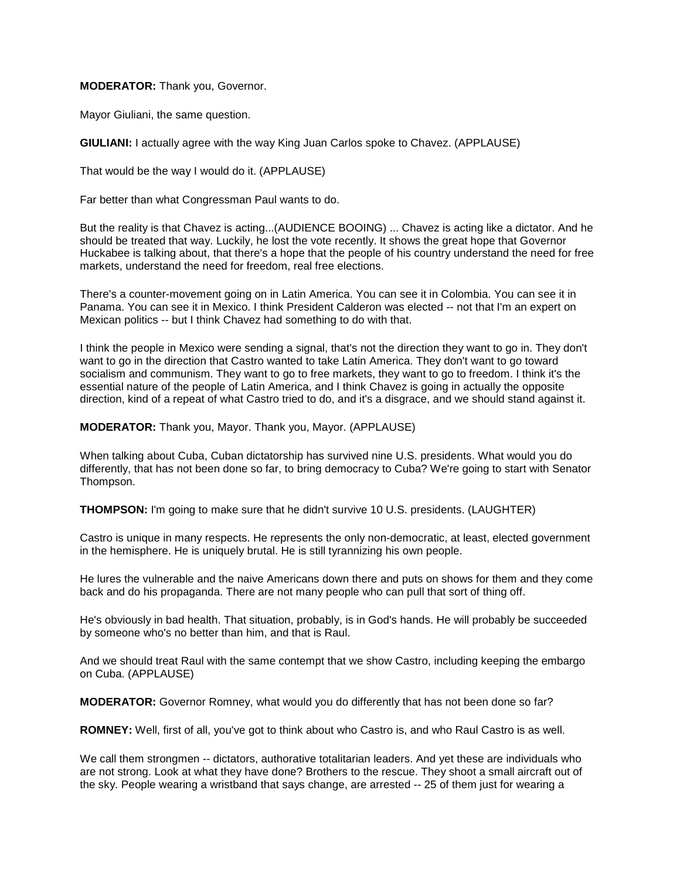**MODERATOR:** Thank you, Governor.

Mayor Giuliani, the same question.

**GIULIANI:** I actually agree with the way King Juan Carlos spoke to Chavez. (APPLAUSE)

That would be the way I would do it. (APPLAUSE)

Far better than what Congressman Paul wants to do.

But the reality is that Chavez is acting...(AUDIENCE BOOING) ... Chavez is acting like a dictator. And he should be treated that way. Luckily, he lost the vote recently. It shows the great hope that Governor Huckabee is talking about, that there's a hope that the people of his country understand the need for free markets, understand the need for freedom, real free elections.

There's a counter-movement going on in Latin America. You can see it in Colombia. You can see it in Panama. You can see it in Mexico. I think President Calderon was elected -- not that I'm an expert on Mexican politics -- but I think Chavez had something to do with that.

I think the people in Mexico were sending a signal, that's not the direction they want to go in. They don't want to go in the direction that Castro wanted to take Latin America. They don't want to go toward socialism and communism. They want to go to free markets, they want to go to freedom. I think it's the essential nature of the people of Latin America, and I think Chavez is going in actually the opposite direction, kind of a repeat of what Castro tried to do, and it's a disgrace, and we should stand against it.

**MODERATOR:** Thank you, Mayor. Thank you, Mayor. (APPLAUSE)

When talking about Cuba, Cuban dictatorship has survived nine U.S. presidents. What would you do differently, that has not been done so far, to bring democracy to Cuba? We're going to start with Senator Thompson.

**THOMPSON:** I'm going to make sure that he didn't survive 10 U.S. presidents. (LAUGHTER)

Castro is unique in many respects. He represents the only non-democratic, at least, elected government in the hemisphere. He is uniquely brutal. He is still tyrannizing his own people.

He lures the vulnerable and the naive Americans down there and puts on shows for them and they come back and do his propaganda. There are not many people who can pull that sort of thing off.

He's obviously in bad health. That situation, probably, is in God's hands. He will probably be succeeded by someone who's no better than him, and that is Raul.

And we should treat Raul with the same contempt that we show Castro, including keeping the embargo on Cuba. (APPLAUSE)

**MODERATOR:** Governor Romney, what would you do differently that has not been done so far?

**ROMNEY:** Well, first of all, you've got to think about who Castro is, and who Raul Castro is as well.

We call them strongmen -- dictators, authorative totalitarian leaders. And yet these are individuals who are not strong. Look at what they have done? Brothers to the rescue. They shoot a small aircraft out of the sky. People wearing a wristband that says change, are arrested -- 25 of them just for wearing a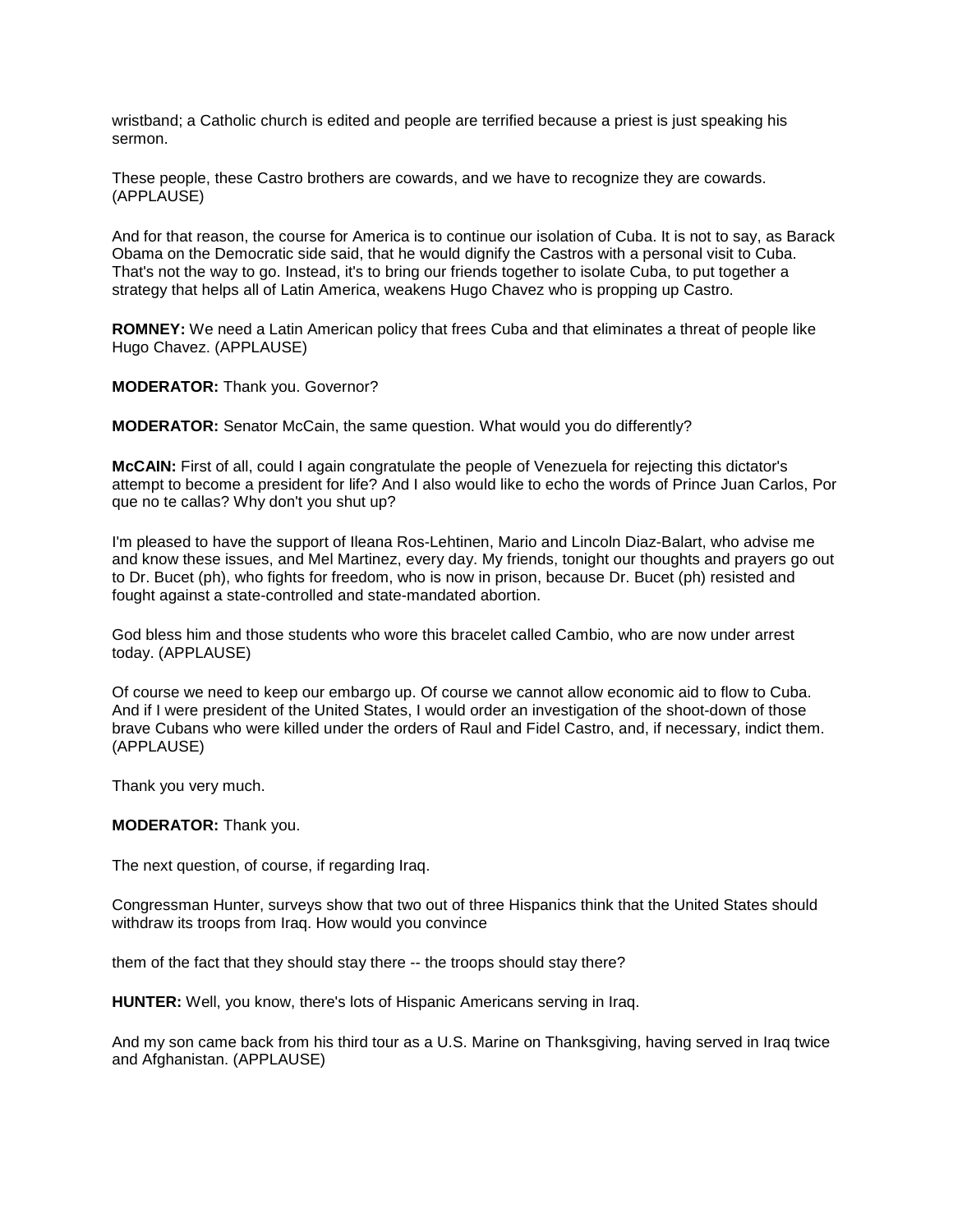wristband; a Catholic church is edited and people are terrified because a priest is just speaking his sermon.

These people, these Castro brothers are cowards, and we have to recognize they are cowards. (APPLAUSE)

And for that reason, the course for America is to continue our isolation of Cuba. It is not to say, as Barack Obama on the Democratic side said, that he would dignify the Castros with a personal visit to Cuba. That's not the way to go. Instead, it's to bring our friends together to isolate Cuba, to put together a strategy that helps all of Latin America, weakens Hugo Chavez who is propping up Castro.

**ROMNEY:** We need a Latin American policy that frees Cuba and that eliminates a threat of people like Hugo Chavez. (APPLAUSE)

**MODERATOR:** Thank you. Governor?

**MODERATOR:** Senator McCain, the same question. What would you do differently?

**McCAIN:** First of all, could I again congratulate the people of Venezuela for rejecting this dictator's attempt to become a president for life? And I also would like to echo the words of Prince Juan Carlos, Por que no te callas? Why don't you shut up?

I'm pleased to have the support of Ileana Ros-Lehtinen, Mario and Lincoln Diaz-Balart, who advise me and know these issues, and Mel Martinez, every day. My friends, tonight our thoughts and prayers go out to Dr. Bucet (ph), who fights for freedom, who is now in prison, because Dr. Bucet (ph) resisted and fought against a state-controlled and state-mandated abortion.

God bless him and those students who wore this bracelet called Cambio, who are now under arrest today. (APPLAUSE)

Of course we need to keep our embargo up. Of course we cannot allow economic aid to flow to Cuba. And if I were president of the United States, I would order an investigation of the shoot-down of those brave Cubans who were killed under the orders of Raul and Fidel Castro, and, if necessary, indict them. (APPLAUSE)

Thank you very much.

**MODERATOR:** Thank you.

The next question, of course, if regarding Iraq.

Congressman Hunter, surveys show that two out of three Hispanics think that the United States should withdraw its troops from Iraq. How would you convince

them of the fact that they should stay there -- the troops should stay there?

**HUNTER:** Well, you know, there's lots of Hispanic Americans serving in Iraq.

And my son came back from his third tour as a U.S. Marine on Thanksgiving, having served in Iraq twice and Afghanistan. (APPLAUSE)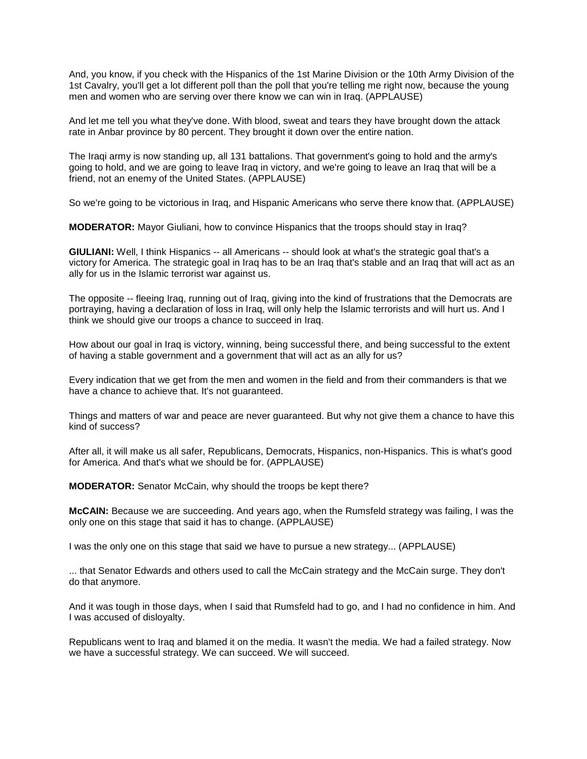And, you know, if you check with the Hispanics of the 1st Marine Division or the 10th Army Division of the 1st Cavalry, you'll get a lot different poll than the poll that you're telling me right now, because the young men and women who are serving over there know we can win in Iraq. (APPLAUSE)

And let me tell you what they've done. With blood, sweat and tears they have brought down the attack rate in Anbar province by 80 percent. They brought it down over the entire nation.

The Iraqi army is now standing up, all 131 battalions. That government's going to hold and the army's going to hold, and we are going to leave Iraq in victory, and we're going to leave an Iraq that will be a friend, not an enemy of the United States. (APPLAUSE)

So we're going to be victorious in Iraq, and Hispanic Americans who serve there know that. (APPLAUSE)

**MODERATOR:** Mayor Giuliani, how to convince Hispanics that the troops should stay in Iraq?

**GIULIANI:** Well, I think Hispanics -- all Americans -- should look at what's the strategic goal that's a victory for America. The strategic goal in Iraq has to be an Iraq that's stable and an Iraq that will act as an ally for us in the Islamic terrorist war against us.

The opposite -- fleeing Iraq, running out of Iraq, giving into the kind of frustrations that the Democrats are portraying, having a declaration of loss in Iraq, will only help the Islamic terrorists and will hurt us. And I think we should give our troops a chance to succeed in Iraq.

How about our goal in Iraq is victory, winning, being successful there, and being successful to the extent of having a stable government and a government that will act as an ally for us?

Every indication that we get from the men and women in the field and from their commanders is that we have a chance to achieve that. It's not guaranteed.

Things and matters of war and peace are never guaranteed. But why not give them a chance to have this kind of success?

After all, it will make us all safer, Republicans, Democrats, Hispanics, non-Hispanics. This is what's good for America. And that's what we should be for. (APPLAUSE)

**MODERATOR:** Senator McCain, why should the troops be kept there?

**McCAIN:** Because we are succeeding. And years ago, when the Rumsfeld strategy was failing, I was the only one on this stage that said it has to change. (APPLAUSE)

I was the only one on this stage that said we have to pursue a new strategy... (APPLAUSE)

... that Senator Edwards and others used to call the McCain strategy and the McCain surge. They don't do that anymore.

And it was tough in those days, when I said that Rumsfeld had to go, and I had no confidence in him. And I was accused of disloyalty.

Republicans went to Iraq and blamed it on the media. It wasn't the media. We had a failed strategy. Now we have a successful strategy. We can succeed. We will succeed.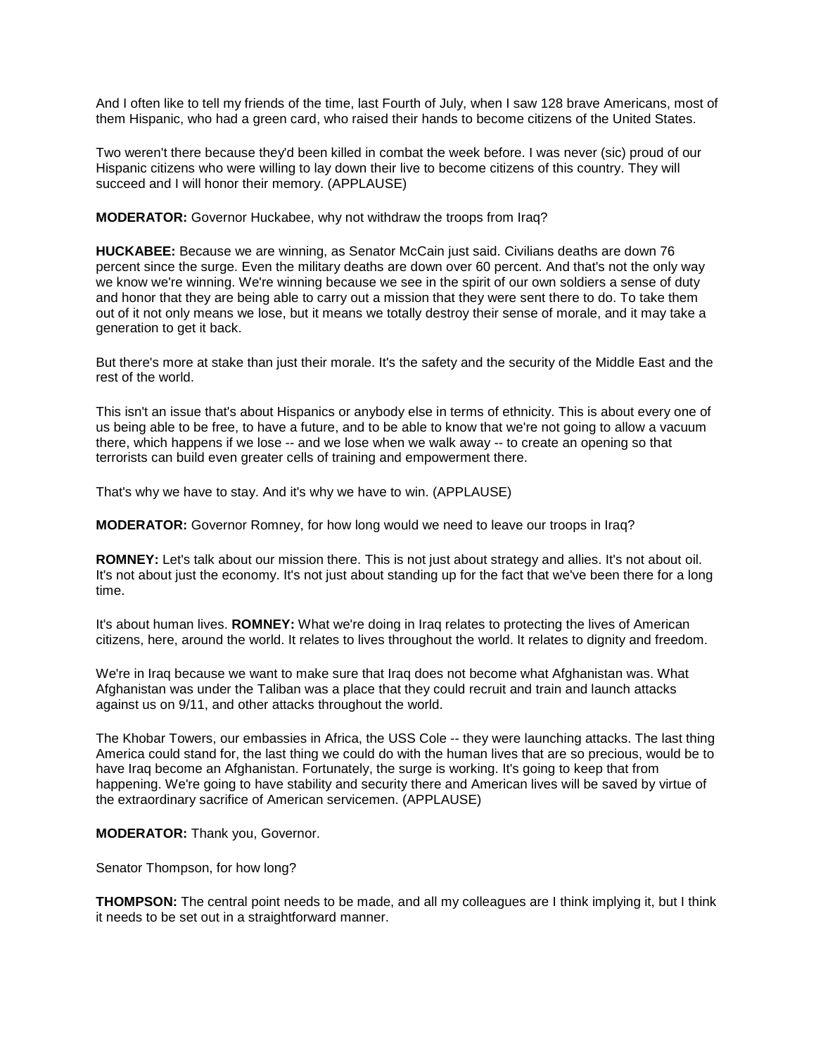And I often like to tell my friends of the time, last Fourth of July, when I saw 128 brave Americans, most of them Hispanic, who had a green card, who raised their hands to become citizens of the United States.

Two weren't there because they'd been killed in combat the week before. I was never (sic) proud of our Hispanic citizens who were willing to lay down their live to become citizens of this country. They will succeed and I will honor their memory. (APPLAUSE)

**MODERATOR:** Governor Huckabee, why not withdraw the troops from Iraq?

**HUCKABEE:** Because we are winning, as Senator McCain just said. Civilians deaths are down 76 percent since the surge. Even the military deaths are down over 60 percent. And that's not the only way we know we're winning. We're winning because we see in the spirit of our own soldiers a sense of duty and honor that they are being able to carry out a mission that they were sent there to do. To take them out of it not only means we lose, but it means we totally destroy their sense of morale, and it may take a generation to get it back.

But there's more at stake than just their morale. It's the safety and the security of the Middle East and the rest of the world.

This isn't an issue that's about Hispanics or anybody else in terms of ethnicity. This is about every one of us being able to be free, to have a future, and to be able to know that we're not going to allow a vacuum there, which happens if we lose -- and we lose when we walk away -- to create an opening so that terrorists can build even greater cells of training and empowerment there.

That's why we have to stay. And it's why we have to win. (APPLAUSE)

**MODERATOR:** Governor Romney, for how long would we need to leave our troops in Iraq?

**ROMNEY:** Let's talk about our mission there. This is not just about strategy and allies. It's not about oil. It's not about just the economy. It's not just about standing up for the fact that we've been there for a long time.

It's about human lives. **ROMNEY:** What we're doing in Iraq relates to protecting the lives of American citizens, here, around the world. It relates to lives throughout the world. It relates to dignity and freedom.

We're in Iraq because we want to make sure that Iraq does not become what Afghanistan was. What Afghanistan was under the Taliban was a place that they could recruit and train and launch attacks against us on 9/11, and other attacks throughout the world.

The Khobar Towers, our embassies in Africa, the USS Cole -- they were launching attacks. The last thing America could stand for, the last thing we could do with the human lives that are so precious, would be to have Iraq become an Afghanistan. Fortunately, the surge is working. It's going to keep that from happening. We're going to have stability and security there and American lives will be saved by virtue of the extraordinary sacrifice of American servicemen. (APPLAUSE)

**MODERATOR:** Thank you, Governor.

Senator Thompson, for how long?

**THOMPSON:** The central point needs to be made, and all my colleagues are I think implying it, but I think it needs to be set out in a straightforward manner.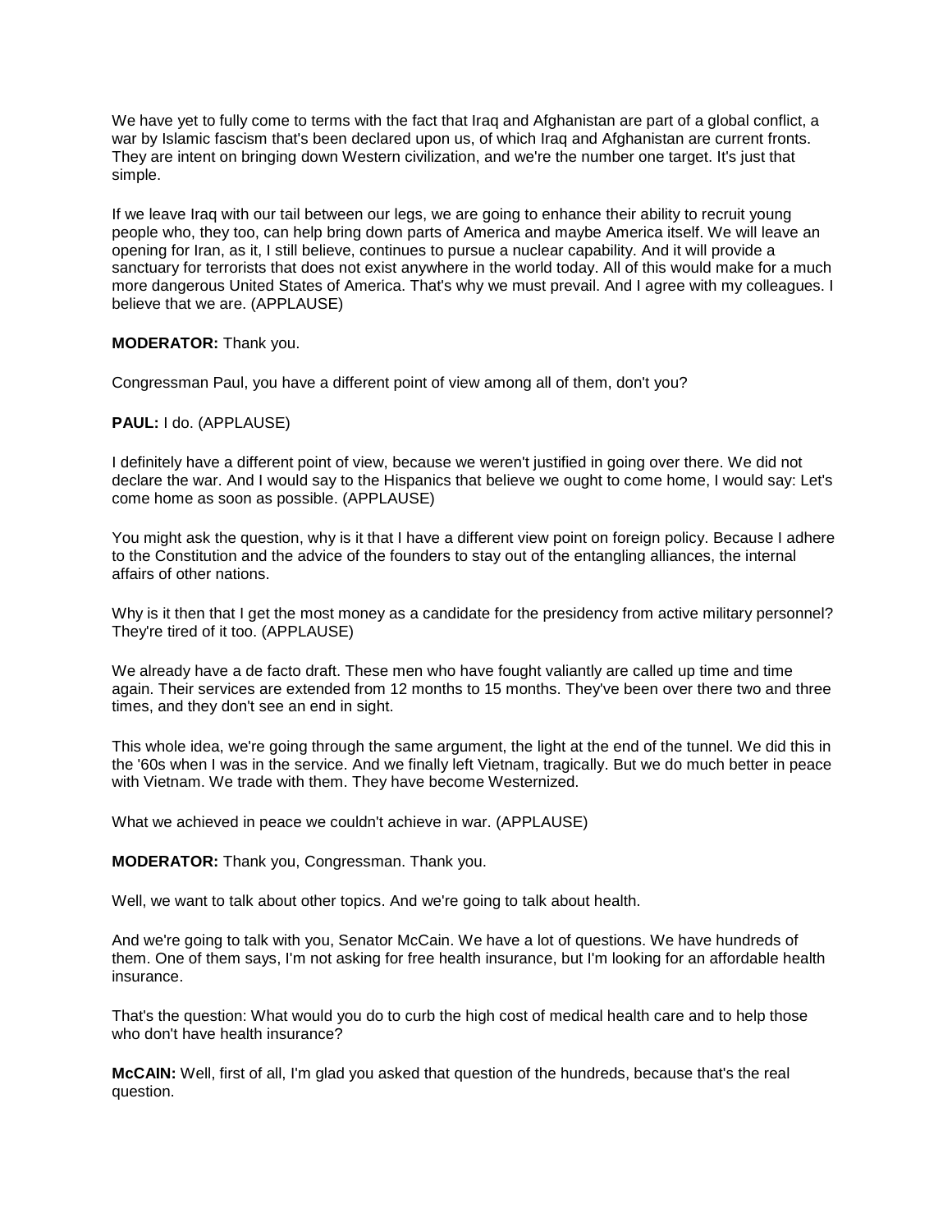We have yet to fully come to terms with the fact that Iraq and Afghanistan are part of a global conflict, a war by Islamic fascism that's been declared upon us, of which Iraq and Afghanistan are current fronts. They are intent on bringing down Western civilization, and we're the number one target. It's just that simple.

If we leave Iraq with our tail between our legs, we are going to enhance their ability to recruit young people who, they too, can help bring down parts of America and maybe America itself. We will leave an opening for Iran, as it, I still believe, continues to pursue a nuclear capability. And it will provide a sanctuary for terrorists that does not exist anywhere in the world today. All of this would make for a much more dangerous United States of America. That's why we must prevail. And I agree with my colleagues. I believe that we are. (APPLAUSE)

**MODERATOR:** Thank you.

Congressman Paul, you have a different point of view among all of them, don't you?

**PAUL:** I do. (APPLAUSE)

I definitely have a different point of view, because we weren't justified in going over there. We did not declare the war. And I would say to the Hispanics that believe we ought to come home, I would say: Let's come home as soon as possible. (APPLAUSE)

You might ask the question, why is it that I have a different view point on foreign policy. Because I adhere to the Constitution and the advice of the founders to stay out of the entangling alliances, the internal affairs of other nations.

Why is it then that I get the most money as a candidate for the presidency from active military personnel? They're tired of it too. (APPLAUSE)

We already have a de facto draft. These men who have fought valiantly are called up time and time again. Their services are extended from 12 months to 15 months. They've been over there two and three times, and they don't see an end in sight.

This whole idea, we're going through the same argument, the light at the end of the tunnel. We did this in the '60s when I was in the service. And we finally left Vietnam, tragically. But we do much better in peace with Vietnam. We trade with them. They have become Westernized.

What we achieved in peace we couldn't achieve in war. (APPLAUSE)

**MODERATOR:** Thank you, Congressman. Thank you.

Well, we want to talk about other topics. And we're going to talk about health.

And we're going to talk with you, Senator McCain. We have a lot of questions. We have hundreds of them. One of them says, I'm not asking for free health insurance, but I'm looking for an affordable health insurance.

That's the question: What would you do to curb the high cost of medical health care and to help those who don't have health insurance?

**McCAIN:** Well, first of all, I'm glad you asked that question of the hundreds, because that's the real question.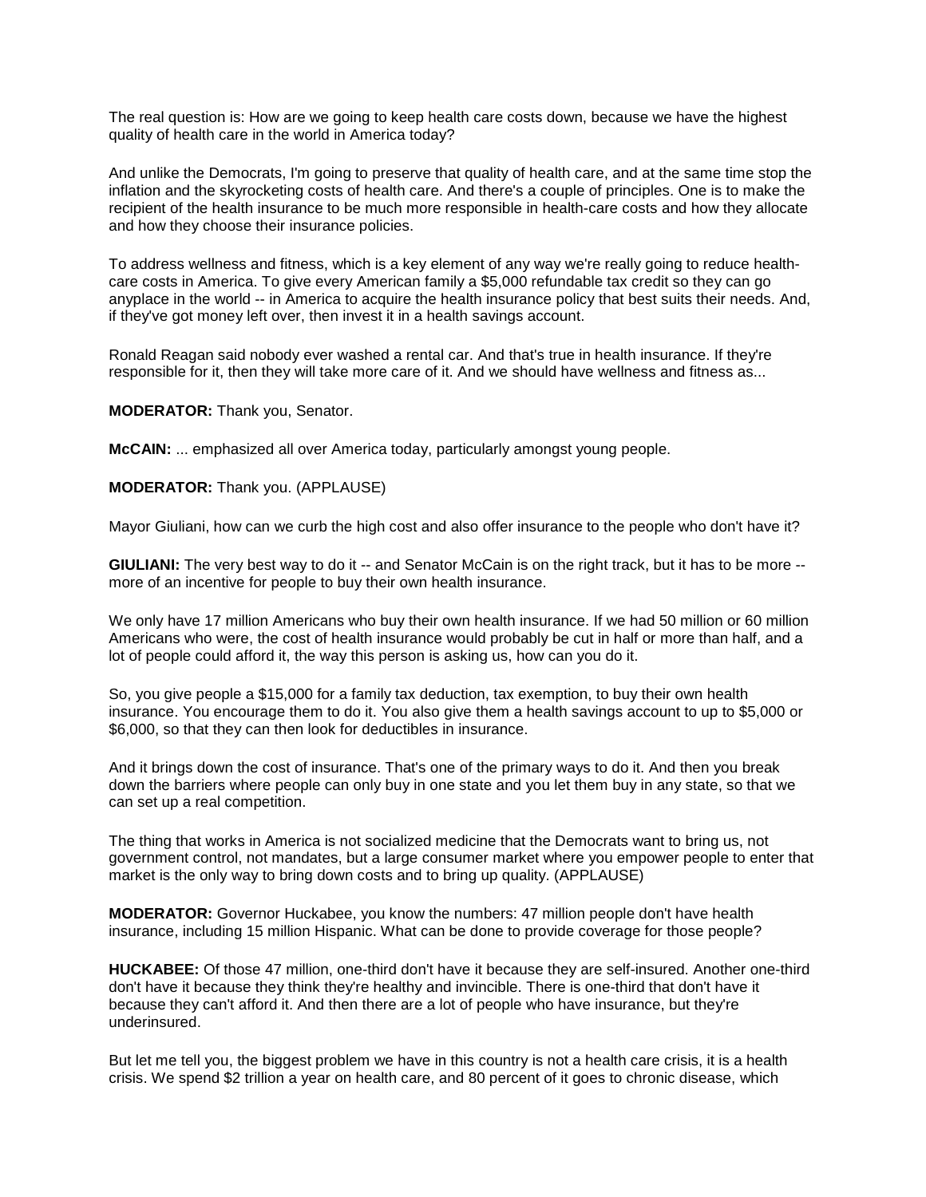The real question is: How are we going to keep health care costs down, because we have the highest quality of health care in the world in America today?

And unlike the Democrats, I'm going to preserve that quality of health care, and at the same time stop the inflation and the skyrocketing costs of health care. And there's a couple of principles. One is to make the recipient of the health insurance to be much more responsible in health-care costs and how they allocate and how they choose their insurance policies.

To address wellness and fitness, which is a key element of any way we're really going to reduce health-care costs in America. To give every American family a $5,000 refundable tax credit so they can go anyplace in the world -- in America to acquire the health insurance policy that best suits their needs. And, if they've got money left over, then invest it in a health savings account.

Ronald Reagan said nobody ever washed a rental car. And that's true in health insurance. If they're responsible for it, then they will take more care of it. And we should have wellness and fitness as...

**MODERATOR:** Thank you, Senator.

**McCAIN:** ... emphasized all over America today, particularly amongst young people.

**MODERATOR:** Thank you. (APPLAUSE)

Mayor Giuliani, how can we curb the high cost and also offer insurance to the people who don't have it?

**GIULIANI:** The very best way to do it -- and Senator McCain is on the right track, but it has to be more -- more of an incentive for people to buy their own health insurance.

We only have 17 million Americans who buy their own health insurance. If we had 50 million or 60 million Americans who were, the cost of health insurance would probably be cut in half or more than half, and a lot of people could afford it, the way this person is asking us, how can you do it.

So, you give people a $15,000 for a family tax deduction, tax exemption, to buy their own health insurance. You encourage them to do it. You also give them a health savings account to up to $5,000 or $6,000, so that they can then look for deductibles in insurance.

And it brings down the cost of insurance. That's one of the primary ways to do it. And then you break down the barriers where people can only buy in one state and you let them buy in any state, so that we can set up a real competition.

The thing that works in America is not socialized medicine that the Democrats want to bring us, not government control, not mandates, but a large consumer market where you empower people to enter that market is the only way to bring down costs and to bring up quality. (APPLAUSE)

**MODERATOR:** Governor Huckabee, you know the numbers: 47 million people don't have health insurance, including 15 million Hispanic. What can be done to provide coverage for those people?

**HUCKABEE:** Of those 47 million, one-third don't have it because they are self-insured. Another one-third don't have it because they think they're healthy and invincible. There is one-third that don't have it because they can't afford it. And then there are a lot of people who have insurance, but they're underinsured.

But let me tell you, the biggest problem we have in this country is not a health care crisis, it is a health crisis. We spend $2 trillion a year on health care, and 80 percent of it goes to chronic disease, which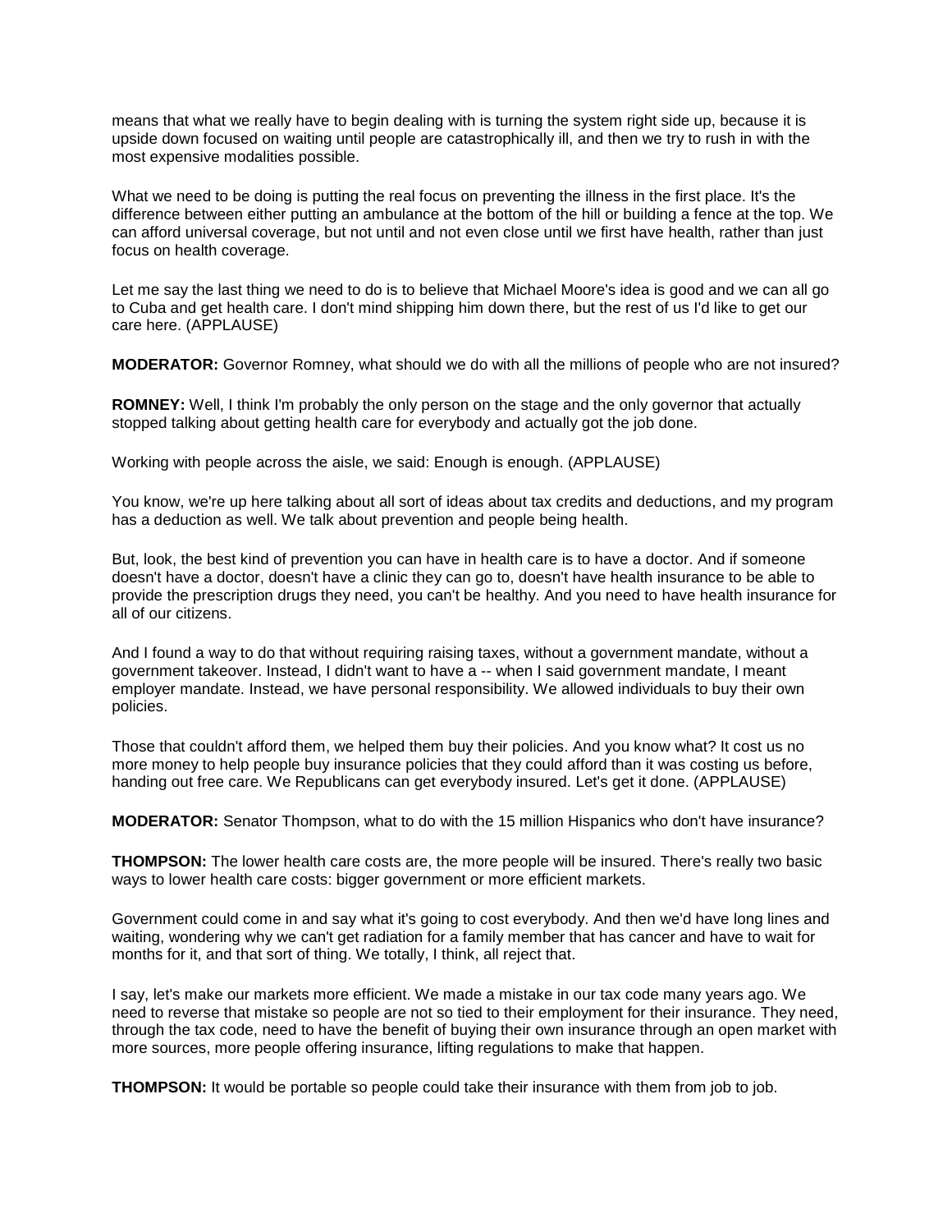means that what we really have to begin dealing with is turning the system right side up, because it is upside down focused on waiting until people are catastrophically ill, and then we try to rush in with the most expensive modalities possible.

What we need to be doing is putting the real focus on preventing the illness in the first place. It's the difference between either putting an ambulance at the bottom of the hill or building a fence at the top. We can afford universal coverage, but not until and not even close until we first have health, rather than just focus on health coverage.

Let me say the last thing we need to do is to believe that Michael Moore's idea is good and we can all go to Cuba and get health care. I don't mind shipping him down there, but the rest of us I'd like to get our care here. (APPLAUSE)

**MODERATOR:** Governor Romney, what should we do with all the millions of people who are not insured?

**ROMNEY:** Well, I think I'm probably the only person on the stage and the only governor that actually stopped talking about getting health care for everybody and actually got the job done.

Working with people across the aisle, we said: Enough is enough. (APPLAUSE)

You know, we're up here talking about all sort of ideas about tax credits and deductions, and my program has a deduction as well. We talk about prevention and people being health.

But, look, the best kind of prevention you can have in health care is to have a doctor. And if someone doesn't have a doctor, doesn't have a clinic they can go to, doesn't have health insurance to be able to provide the prescription drugs they need, you can't be healthy. And you need to have health insurance for all of our citizens.

And I found a way to do that without requiring raising taxes, without a government mandate, without a government takeover. Instead, I didn't want to have a -- when I said government mandate, I meant employer mandate. Instead, we have personal responsibility. We allowed individuals to buy their own policies.

Those that couldn't afford them, we helped them buy their policies. And you know what? It cost us no more money to help people buy insurance policies that they could afford than it was costing us before, handing out free care. We Republicans can get everybody insured. Let's get it done. (APPLAUSE)

**MODERATOR:** Senator Thompson, what to do with the 15 million Hispanics who don't have insurance?

**THOMPSON:** The lower health care costs are, the more people will be insured. There's really two basic ways to lower health care costs: bigger government or more efficient markets.

Government could come in and say what it's going to cost everybody. And then we'd have long lines and waiting, wondering why we can't get radiation for a family member that has cancer and have to wait for months for it, and that sort of thing. We totally, I think, all reject that.

I say, let's make our markets more efficient. We made a mistake in our tax code many years ago. We need to reverse that mistake so people are not so tied to their employment for their insurance. They need, through the tax code, need to have the benefit of buying their own insurance through an open market with more sources, more people offering insurance, lifting regulations to make that happen.

**THOMPSON:** It would be portable so people could take their insurance with them from job to job.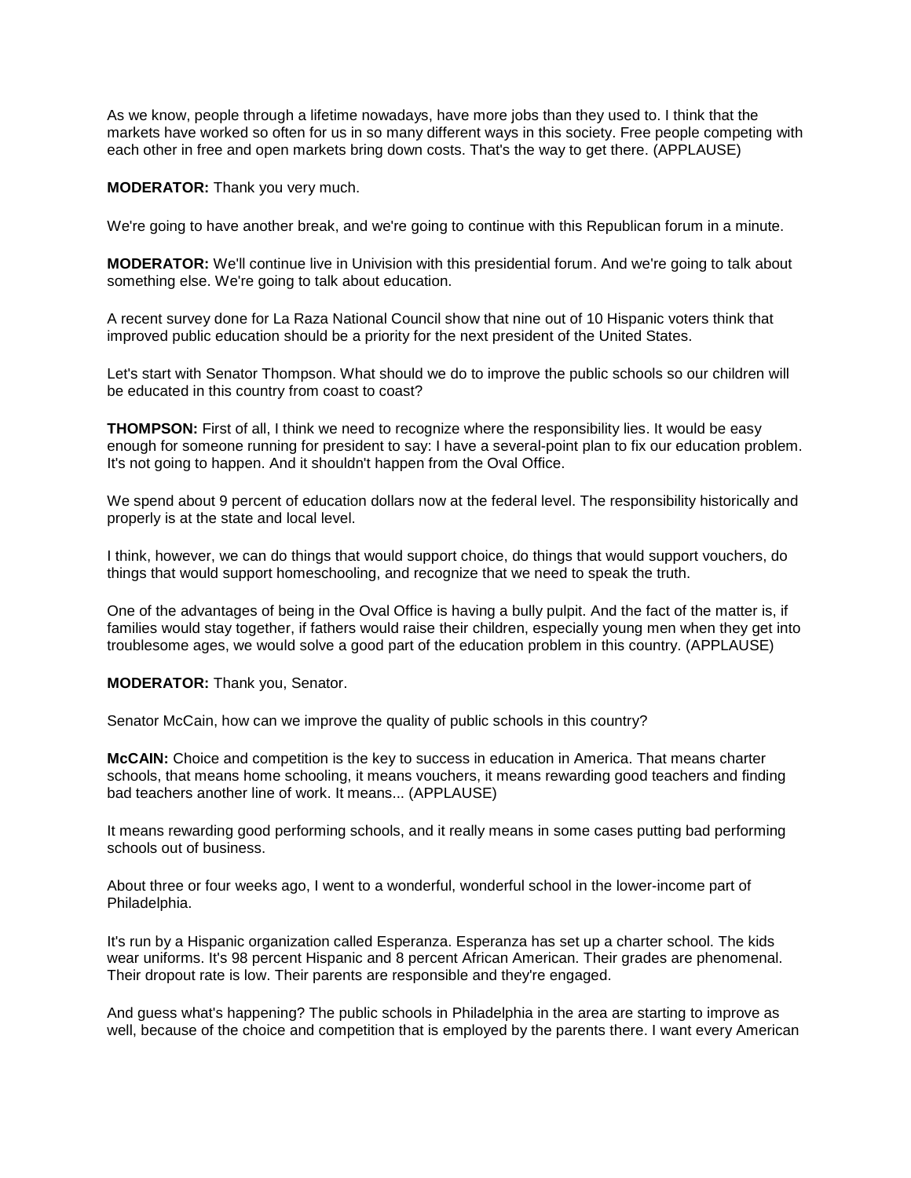As we know, people through a lifetime nowadays, have more jobs than they used to. I think that the markets have worked so often for us in so many different ways in this society. Free people competing with each other in free and open markets bring down costs. That's the way to get there. (APPLAUSE)

**MODERATOR:** Thank you very much.

We're going to have another break, and we're going to continue with this Republican forum in a minute.

**MODERATOR:** We'll continue live in Univision with this presidential forum. And we're going to talk about something else. We're going to talk about education.

A recent survey done for La Raza National Council show that nine out of 10 Hispanic voters think that improved public education should be a priority for the next president of the United States.

Let's start with Senator Thompson. What should we do to improve the public schools so our children will be educated in this country from coast to coast?

**THOMPSON:** First of all, I think we need to recognize where the responsibility lies. It would be easy enough for someone running for president to say: I have a several-point plan to fix our education problem. It's not going to happen. And it shouldn't happen from the Oval Office.

We spend about 9 percent of education dollars now at the federal level. The responsibility historically and properly is at the state and local level.

I think, however, we can do things that would support choice, do things that would support vouchers, do things that would support homeschooling, and recognize that we need to speak the truth.

One of the advantages of being in the Oval Office is having a bully pulpit. And the fact of the matter is, if families would stay together, if fathers would raise their children, especially young men when they get into troublesome ages, we would solve a good part of the education problem in this country. (APPLAUSE)

**MODERATOR:** Thank you, Senator.

Senator McCain, how can we improve the quality of public schools in this country?

**McCAIN:** Choice and competition is the key to success in education in America. That means charter schools, that means home schooling, it means vouchers, it means rewarding good teachers and finding bad teachers another line of work. It means... (APPLAUSE)

It means rewarding good performing schools, and it really means in some cases putting bad performing schools out of business.

About three or four weeks ago, I went to a wonderful, wonderful school in the lower-income part of Philadelphia.

It's run by a Hispanic organization called Esperanza. Esperanza has set up a charter school. The kids wear uniforms. It's 98 percent Hispanic and 8 percent African American. Their grades are phenomenal. Their dropout rate is low. Their parents are responsible and they're engaged.

And guess what's happening? The public schools in Philadelphia in the area are starting to improve as well, because of the choice and competition that is employed by the parents there. I want every American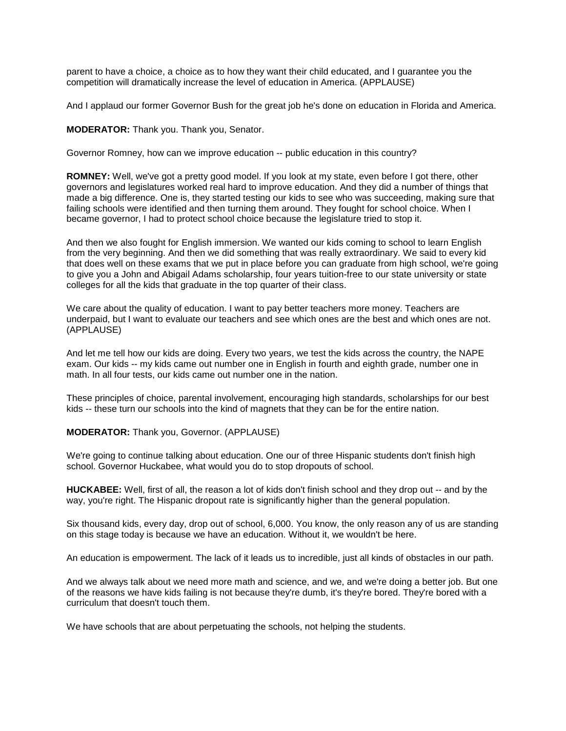parent to have a choice, a choice as to how they want their child educated, and I guarantee you the competition will dramatically increase the level of education in America. (APPLAUSE)

And I applaud our former Governor Bush for the great job he's done on education in Florida and America.

**MODERATOR:** Thank you. Thank you, Senator.

Governor Romney, how can we improve education -- public education in this country?

**ROMNEY:** Well, we've got a pretty good model. If you look at my state, even before I got there, other governors and legislatures worked real hard to improve education. And they did a number of things that made a big difference. One is, they started testing our kids to see who was succeeding, making sure that failing schools were identified and then turning them around. They fought for school choice. When I became governor, I had to protect school choice because the legislature tried to stop it.

And then we also fought for English immersion. We wanted our kids coming to school to learn English from the very beginning. And then we did something that was really extraordinary. We said to every kid that does well on these exams that we put in place before you can graduate from high school, we're going to give you a John and Abigail Adams scholarship, four years tuition-free to our state university or state colleges for all the kids that graduate in the top quarter of their class.

We care about the quality of education. I want to pay better teachers more money. Teachers are underpaid, but I want to evaluate our teachers and see which ones are the best and which ones are not. (APPLAUSE)

And let me tell how our kids are doing. Every two years, we test the kids across the country, the NAPE exam. Our kids -- my kids came out number one in English in fourth and eighth grade, number one in math. In all four tests, our kids came out number one in the nation.

These principles of choice, parental involvement, encouraging high standards, scholarships for our best kids -- these turn our schools into the kind of magnets that they can be for the entire nation.

**MODERATOR:** Thank you, Governor. (APPLAUSE)

We're going to continue talking about education. One our of three Hispanic students don't finish high school. Governor Huckabee, what would you do to stop dropouts of school.

**HUCKABEE:** Well, first of all, the reason a lot of kids don't finish school and they drop out -- and by the way, you're right. The Hispanic dropout rate is significantly higher than the general population.

Six thousand kids, every day, drop out of school, 6,000. You know, the only reason any of us are standing on this stage today is because we have an education. Without it, we wouldn't be here.

An education is empowerment. The lack of it leads us to incredible, just all kinds of obstacles in our path.

And we always talk about we need more math and science, and we, and we're doing a better job. But one of the reasons we have kids failing is not because they're dumb, it's they're bored. They're bored with a curriculum that doesn't touch them.

We have schools that are about perpetuating the schools, not helping the students.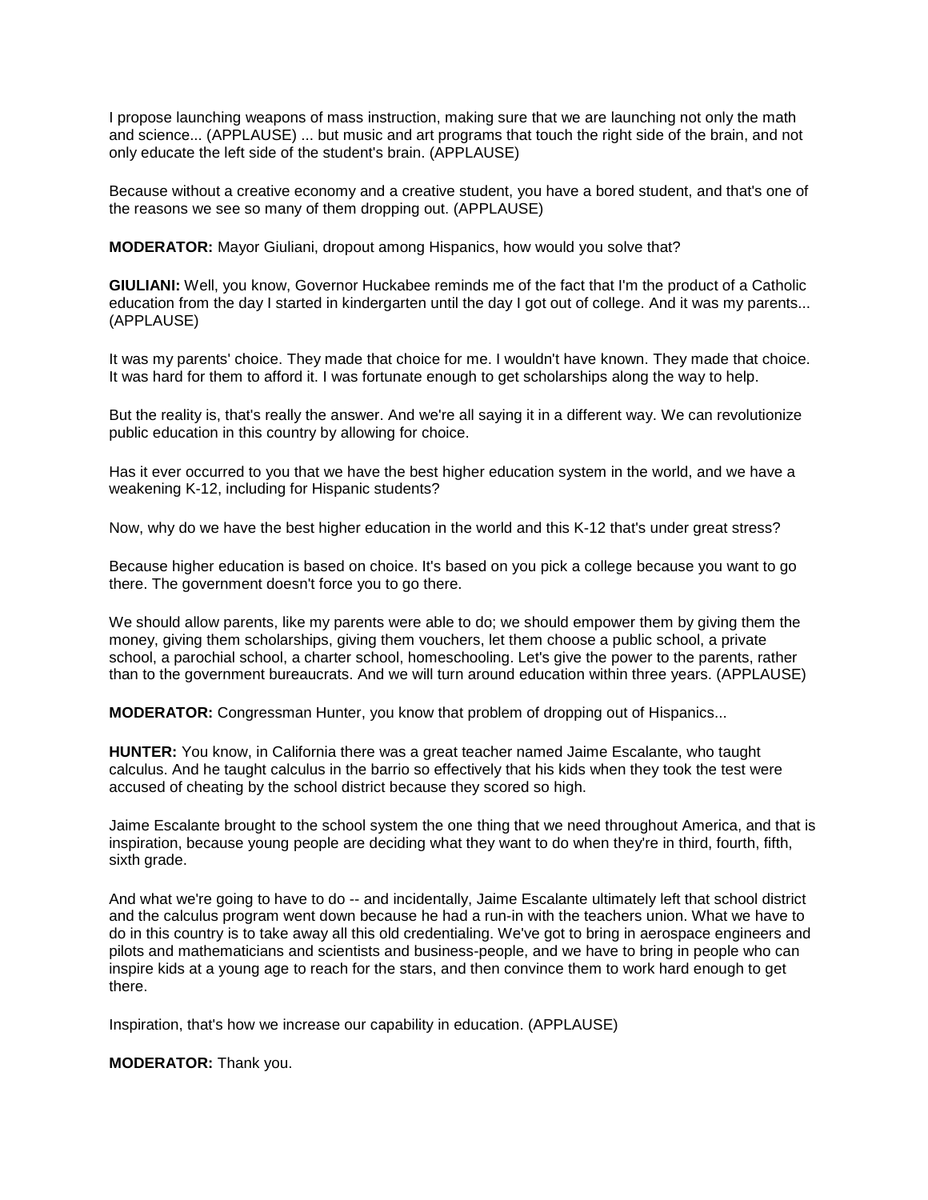I propose launching weapons of mass instruction, making sure that we are launching not only the math and science... (APPLAUSE) ... but music and art programs that touch the right side of the brain, and not only educate the left side of the student's brain. (APPLAUSE)

Because without a creative economy and a creative student, you have a bored student, and that's one of the reasons we see so many of them dropping out. (APPLAUSE)

**MODERATOR:** Mayor Giuliani, dropout among Hispanics, how would you solve that?

**GIULIANI:** Well, you know, Governor Huckabee reminds me of the fact that I'm the product of a Catholic education from the day I started in kindergarten until the day I got out of college. And it was my parents... (APPLAUSE)

It was my parents' choice. They made that choice for me. I wouldn't have known. They made that choice. It was hard for them to afford it. I was fortunate enough to get scholarships along the way to help.

But the reality is, that's really the answer. And we're all saying it in a different way. We can revolutionize public education in this country by allowing for choice.

Has it ever occurred to you that we have the best higher education system in the world, and we have a weakening K-12, including for Hispanic students?

Now, why do we have the best higher education in the world and this K-12 that's under great stress?

Because higher education is based on choice. It's based on you pick a college because you want to go there. The government doesn't force you to go there.

We should allow parents, like my parents were able to do; we should empower them by giving them the money, giving them scholarships, giving them vouchers, let them choose a public school, a private school, a parochial school, a charter school, homeschooling. Let's give the power to the parents, rather than to the government bureaucrats. And we will turn around education within three years. (APPLAUSE)

**MODERATOR:** Congressman Hunter, you know that problem of dropping out of Hispanics...

**HUNTER:** You know, in California there was a great teacher named Jaime Escalante, who taught calculus. And he taught calculus in the barrio so effectively that his kids when they took the test were accused of cheating by the school district because they scored so high.

Jaime Escalante brought to the school system the one thing that we need throughout America, and that is inspiration, because young people are deciding what they want to do when they're in third, fourth, fifth, sixth grade.

And what we're going to have to do -- and incidentally, Jaime Escalante ultimately left that school district and the calculus program went down because he had a run-in with the teachers union. What we have to do in this country is to take away all this old credentialing. We've got to bring in aerospace engineers and pilots and mathematicians and scientists and business-people, and we have to bring in people who can inspire kids at a young age to reach for the stars, and then convince them to work hard enough to get there.

Inspiration, that's how we increase our capability in education. (APPLAUSE)

**MODERATOR:** Thank you.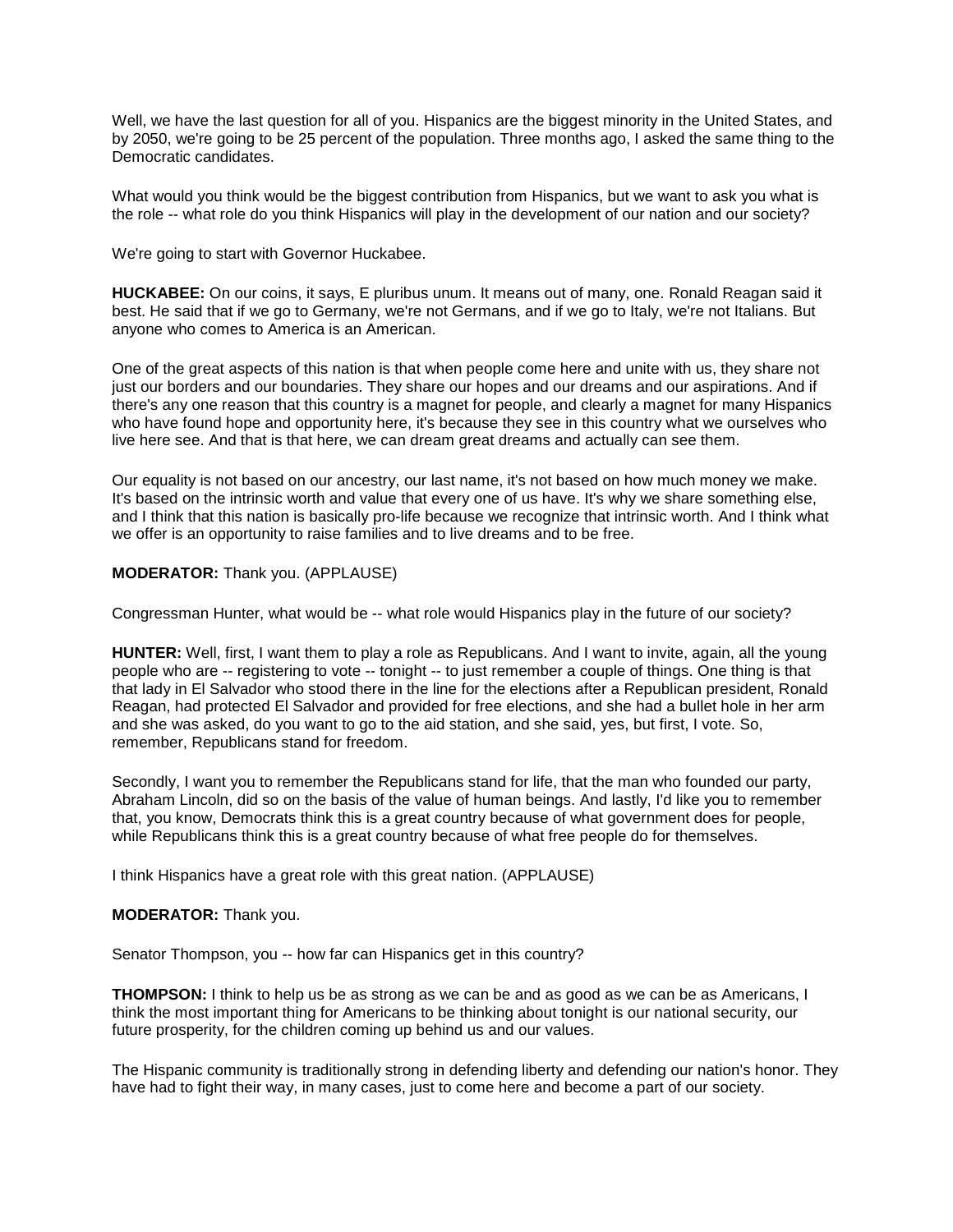Well, we have the last question for all of you. Hispanics are the biggest minority in the United States, and by 2050, we're going to be 25 percent of the population. Three months ago, I asked the same thing to the Democratic candidates.

What would you think would be the biggest contribution from Hispanics, but we want to ask you what is the role -- what role do you think Hispanics will play in the development of our nation and our society?

We're going to start with Governor Huckabee.

**HUCKABEE:** On our coins, it says, E pluribus unum. It means out of many, one. Ronald Reagan said it best. He said that if we go to Germany, we're not Germans, and if we go to Italy, we're not Italians. But anyone who comes to America is an American.

One of the great aspects of this nation is that when people come here and unite with us, they share not just our borders and our boundaries. They share our hopes and our dreams and our aspirations. And if there's any one reason that this country is a magnet for people, and clearly a magnet for many Hispanics who have found hope and opportunity here, it's because they see in this country what we ourselves who live here see. And that is that here, we can dream great dreams and actually can see them.

Our equality is not based on our ancestry, our last name, it's not based on how much money we make. It's based on the intrinsic worth and value that every one of us have. It's why we share something else, and I think that this nation is basically pro-life because we recognize that intrinsic worth. And I think what we offer is an opportunity to raise families and to live dreams and to be free.

**MODERATOR:** Thank you. (APPLAUSE)

Congressman Hunter, what would be -- what role would Hispanics play in the future of our society?

**HUNTER:** Well, first, I want them to play a role as Republicans. And I want to invite, again, all the young people who are -- registering to vote -- tonight -- to just remember a couple of things. One thing is that that lady in El Salvador who stood there in the line for the elections after a Republican president, Ronald Reagan, had protected El Salvador and provided for free elections, and she had a bullet hole in her arm and she was asked, do you want to go to the aid station, and she said, yes, but first, I vote. So, remember, Republicans stand for freedom.

Secondly, I want you to remember the Republicans stand for life, that the man who founded our party, Abraham Lincoln, did so on the basis of the value of human beings. And lastly, I'd like you to remember that, you know, Democrats think this is a great country because of what government does for people, while Republicans think this is a great country because of what free people do for themselves.

I think Hispanics have a great role with this great nation. (APPLAUSE)

**MODERATOR:** Thank you.

Senator Thompson, you -- how far can Hispanics get in this country?

**THOMPSON:** I think to help us be as strong as we can be and as good as we can be as Americans, I think the most important thing for Americans to be thinking about tonight is our national security, our future prosperity, for the children coming up behind us and our values.

The Hispanic community is traditionally strong in defending liberty and defending our nation's honor. They have had to fight their way, in many cases, just to come here and become a part of our society.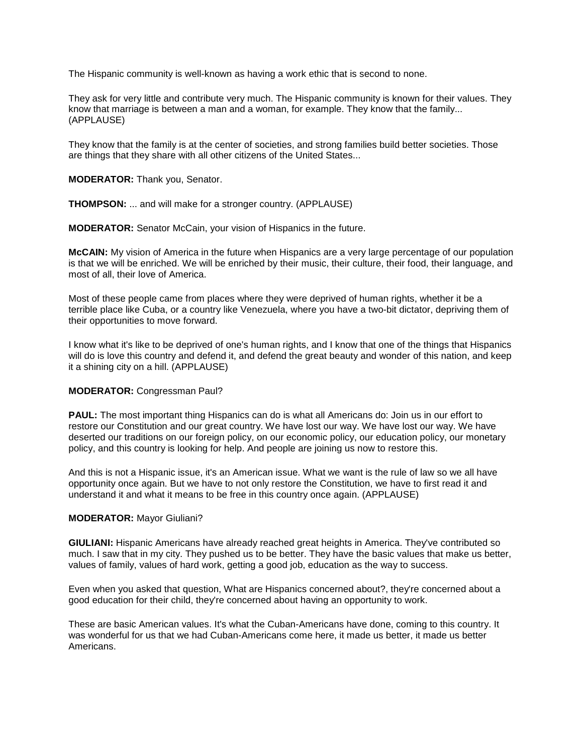The Hispanic community is well-known as having a work ethic that is second to none.

They ask for very little and contribute very much. The Hispanic community is known for their values. They know that marriage is between a man and a woman, for example. They know that the family... (APPLAUSE)

They know that the family is at the center of societies, and strong families build better societies. Those are things that they share with all other citizens of the United States...

**MODERATOR:** Thank you, Senator.

**THOMPSON:** ... and will make for a stronger country. (APPLAUSE)

**MODERATOR:** Senator McCain, your vision of Hispanics in the future.

**McCAIN:** My vision of America in the future when Hispanics are a very large percentage of our population is that we will be enriched. We will be enriched by their music, their culture, their food, their language, and most of all, their love of America.

Most of these people came from places where they were deprived of human rights, whether it be a terrible place like Cuba, or a country like Venezuela, where you have a two-bit dictator, depriving them of their opportunities to move forward.

I know what it's like to be deprived of one's human rights, and I know that one of the things that Hispanics will do is love this country and defend it, and defend the great beauty and wonder of this nation, and keep it a shining city on a hill. (APPLAUSE)

**MODERATOR:** Congressman Paul?

**PAUL:** The most important thing Hispanics can do is what all Americans do: Join us in our effort to restore our Constitution and our great country. We have lost our way. We have lost our way. We have deserted our traditions on our foreign policy, on our economic policy, our education policy, our monetary policy, and this country is looking for help. And people are joining us now to restore this.

And this is not a Hispanic issue, it's an American issue. What we want is the rule of law so we all have opportunity once again. But we have to not only restore the Constitution, we have to first read it and understand it and what it means to be free in this country once again. (APPLAUSE)

**MODERATOR:** Mayor Giuliani?

**GIULIANI:** Hispanic Americans have already reached great heights in America. They've contributed so much. I saw that in my city. They pushed us to be better. They have the basic values that make us better, values of family, values of hard work, getting a good job, education as the way to success.

Even when you asked that question, What are Hispanics concerned about?, they're concerned about a good education for their child, they're concerned about having an opportunity to work.

These are basic American values. It's what the Cuban-Americans have done, coming to this country. It was wonderful for us that we had Cuban-Americans come here, it made us better, it made us better Americans.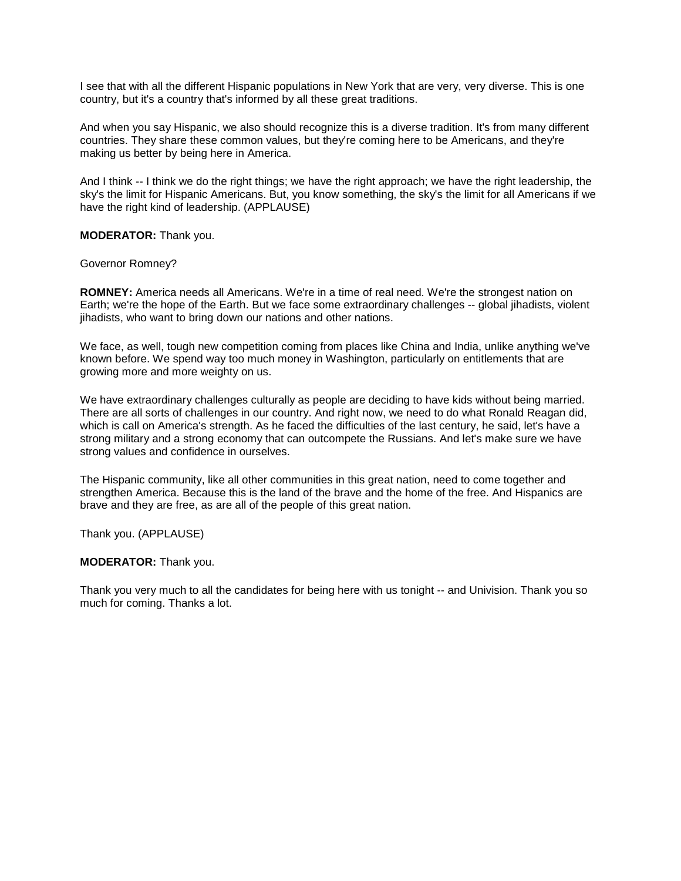I see that with all the different Hispanic populations in New York that are very, very diverse. This is one country, but it's a country that's informed by all these great traditions.

And when you say Hispanic, we also should recognize this is a diverse tradition. It's from many different countries. They share these common values, but they're coming here to be Americans, and they're making us better by being here in America.

And I think -- I think we do the right things; we have the right approach; we have the right leadership, the sky's the limit for Hispanic Americans. But, you know something, the sky's the limit for all Americans if we have the right kind of leadership. (APPLAUSE)

**MODERATOR:** Thank you.

Governor Romney?

**ROMNEY:** America needs all Americans. We're in a time of real need. We're the strongest nation on Earth; we're the hope of the Earth. But we face some extraordinary challenges -- global jihadists, violent jihadists, who want to bring down our nations and other nations.

We face, as well, tough new competition coming from places like China and India, unlike anything we've known before. We spend way too much money in Washington, particularly on entitlements that are growing more and more weighty on us.

We have extraordinary challenges culturally as people are deciding to have kids without being married. There are all sorts of challenges in our country. And right now, we need to do what Ronald Reagan did, which is call on America's strength. As he faced the difficulties of the last century, he said, let's have a strong military and a strong economy that can outcompete the Russians. And let's make sure we have strong values and confidence in ourselves.

The Hispanic community, like all other communities in this great nation, need to come together and strengthen America. Because this is the land of the brave and the home of the free. And Hispanics are brave and they are free, as are all of the people of this great nation.

Thank you. (APPLAUSE)

**MODERATOR:** Thank you.

Thank you very much to all the candidates for being here with us tonight -- and Univision. Thank you so much for coming. Thanks a lot.